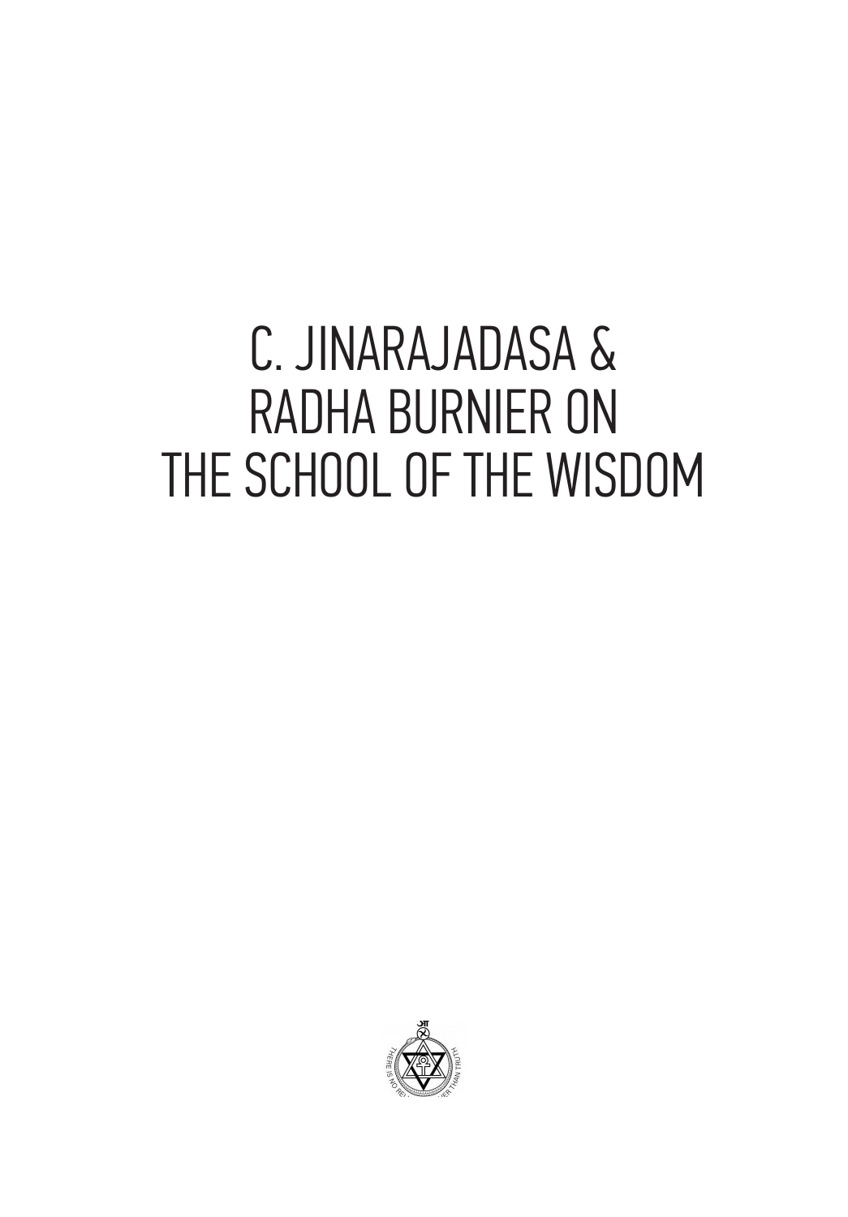# C. JINARAJADASA & RADHA BURNIER ON THE SCHOOL OF THE WISDOM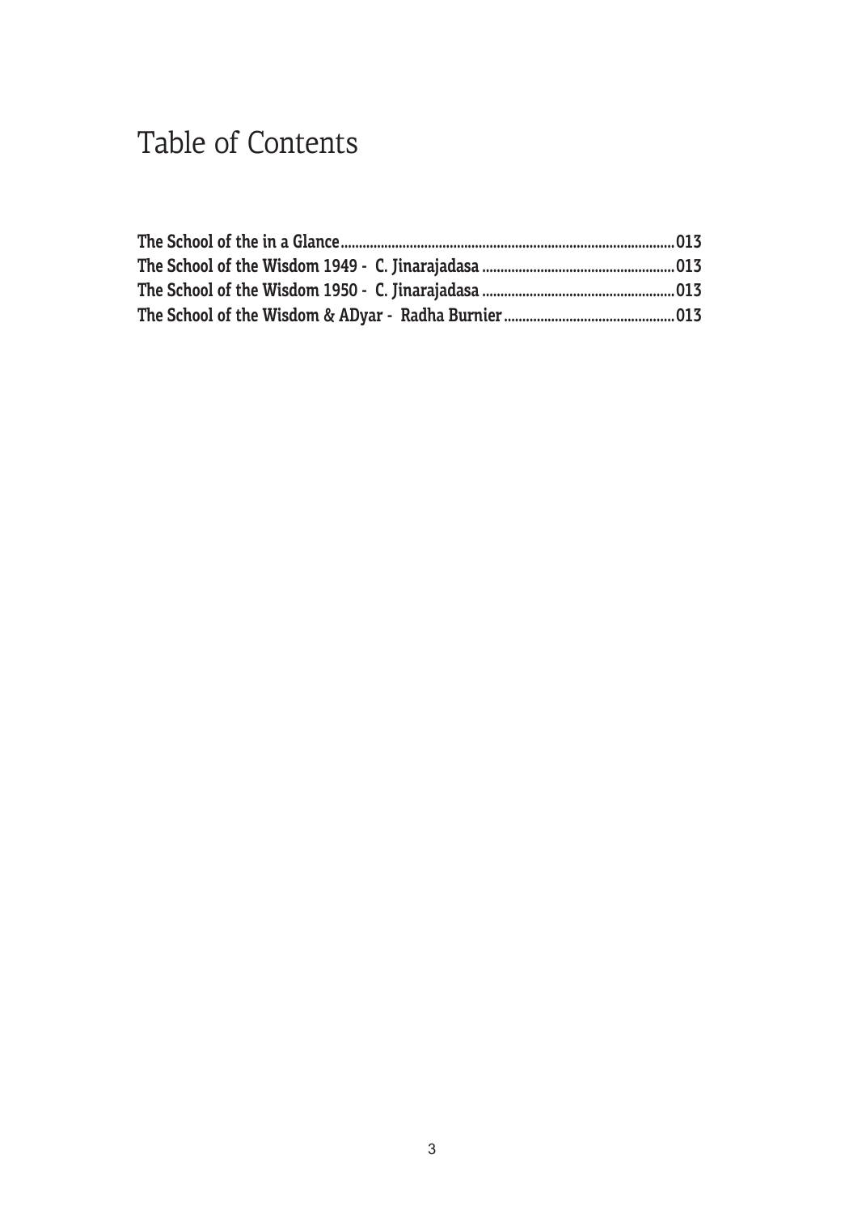# Table of Contents

**The School of the in a Glance**......013

**The School of the Wisdom 1949 - C. Jinarajadasa**......013

**The School of the Wisdom 1950 - C. Jinarajadasa**......013

**The School of the Wisdom & ADyar - Radha Burnier**......013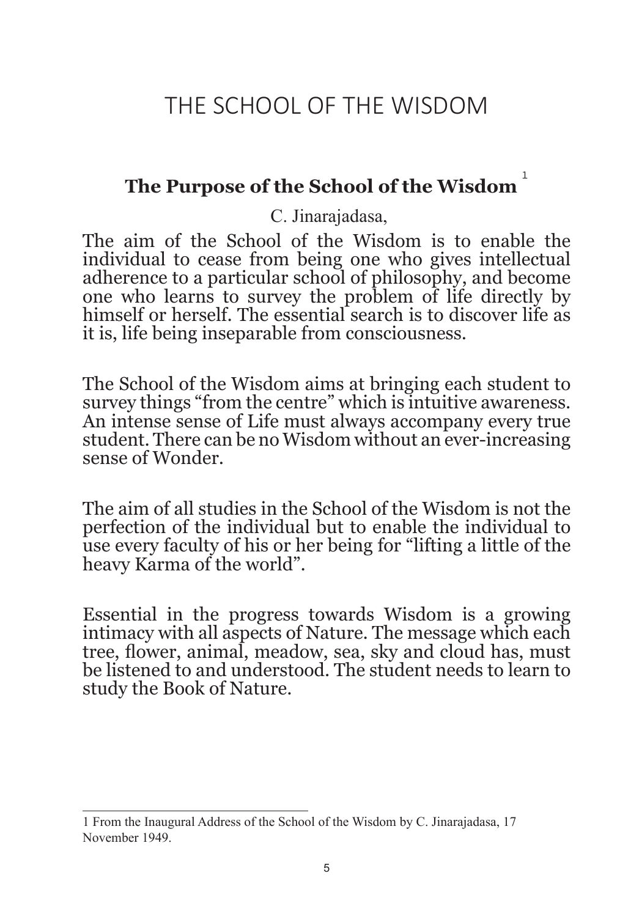# THE SCHOOL OF THE WISDOM

## The Purpose of the School of the Wisdom [1]

C. Jinarajadasa,

The aim of the School of the Wisdom is to enable the individual to cease from being one who gives intellectual adherence to a particular school of philosophy, and become one who learns to survey the problem of life directly by himself or herself. The essential search is to discover life as it is, life being inseparable from consciousness.

The School of the Wisdom aims at bringing each student to survey things "from the centre" which is intuitive awareness. An intense sense of Life must always accompany every true student. There can be no Wisdom without an ever-increasing sense of Wonder.

The aim of all studies in the School of the Wisdom is not the perfection of the individual but to enable the individual to use every faculty of his or her being for "lifting a little of the heavy Karma of the world".

Essential in the progress towards Wisdom is a growing intimacy with all aspects of Nature. The message which each tree, flower, animal, meadow, sea, sky and cloud has, must be listened to and understood. The student needs to learn to study the Book of Nature.

---

1 From the Inaugural Address of the School of the Wisdom by C. Jinarajadasa, 17 November 1949.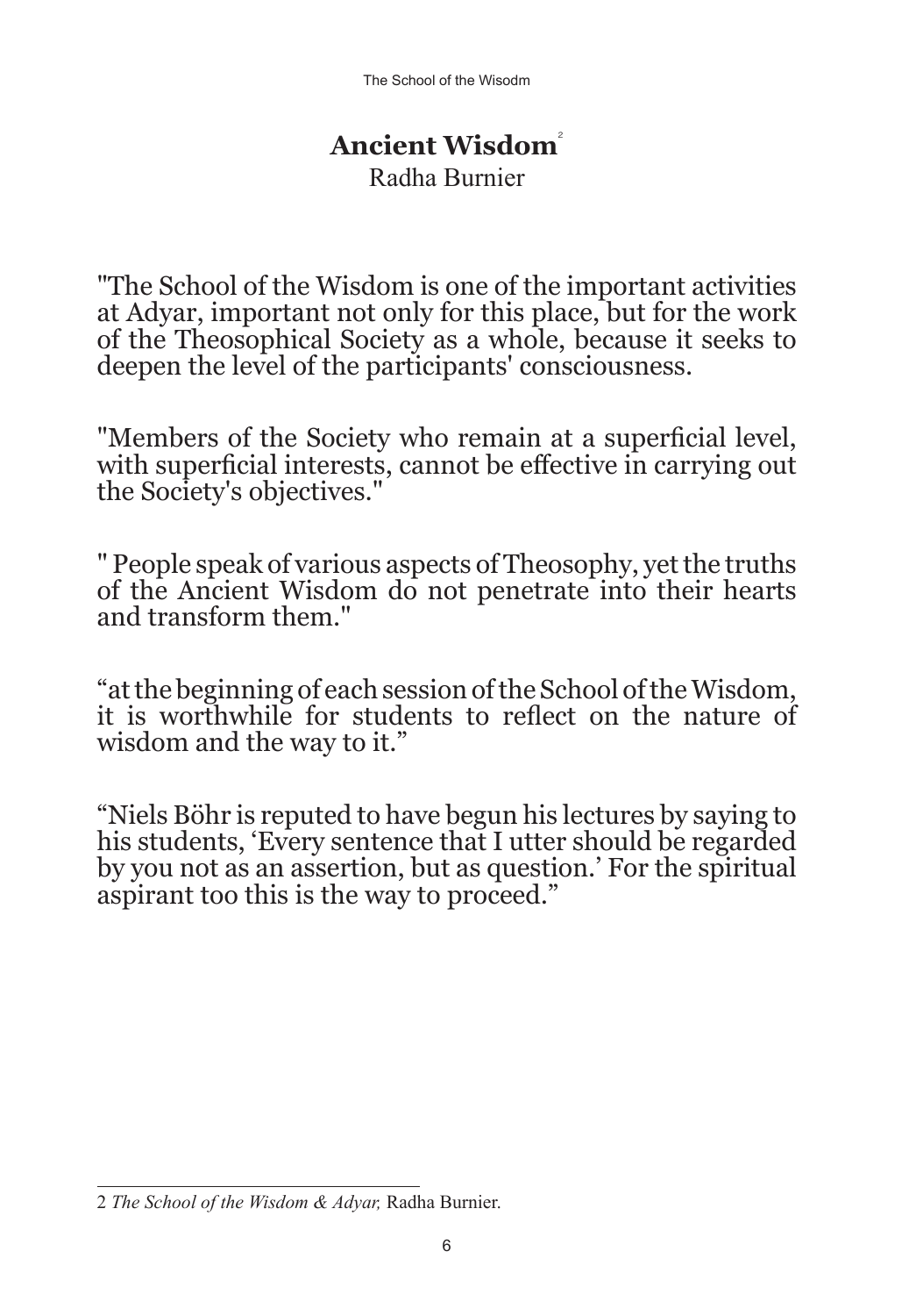## Ancient Wisdom[2]

Radha Burnier

"The School of the Wisdom is one of the important activities at Adyar, important not only for this place, but for the work of the Theosophical Society as a whole, because it seeks to deepen the level of the participants' consciousness.

"Members of the Society who remain at a superficial level, with superficial interests, cannot be effective in carrying out the Society's objectives."

" People speak of various aspects of Theosophy, yet the truths of the Ancient Wisdom do not penetrate into their hearts and transform them."

"at the beginning of each session of the School of the Wisdom, it is worthwhile for students to reflect on the nature of wisdom and the way to it."

"Niels Böhr is reputed to have begun his lectures by saying to his students, 'Every sentence that I utter should be regarded by you not as an assertion, but as question.' For the spiritual aspirant too this is the way to proceed."

---

2 *The School of the Wisdom & Adyar,* Radha Burnier.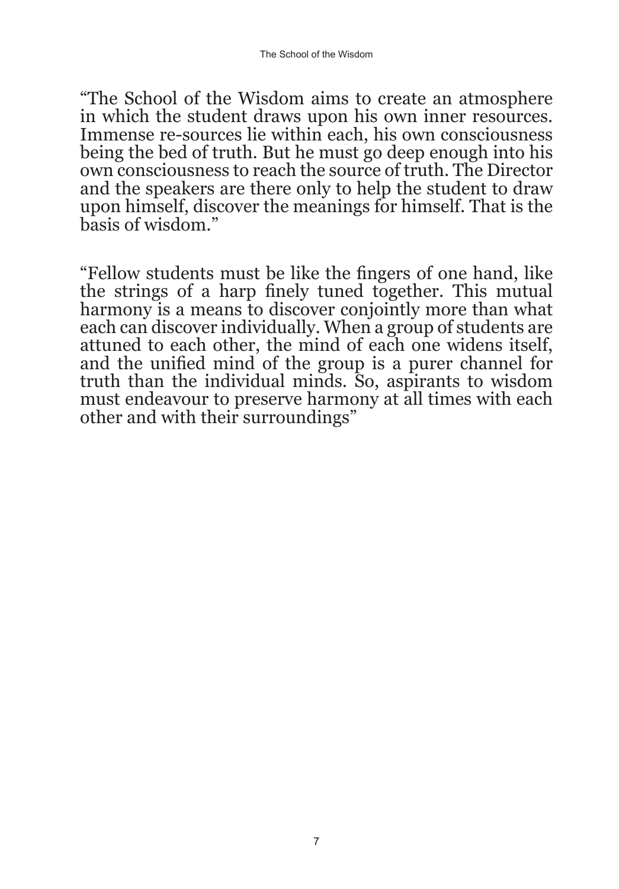"The School of the Wisdom aims to create an atmosphere in which the student draws upon his own inner resources. Immense re-sources lie within each, his own consciousness being the bed of truth. But he must go deep enough into his own consciousness to reach the source of truth. The Director and the speakers are there only to help the student to draw upon himself, discover the meanings for himself. That is the basis of wisdom."

"Fellow students must be like the fingers of one hand, like the strings of a harp finely tuned together. This mutual harmony is a means to discover conjointly more than what each can discover individually. When a group of students are attuned to each other, the mind of each one widens itself, and the unified mind of the group is a purer channel for truth than the individual minds. So, aspirants to wisdom must endeavour to preserve harmony at all times with each other and with their surroundings"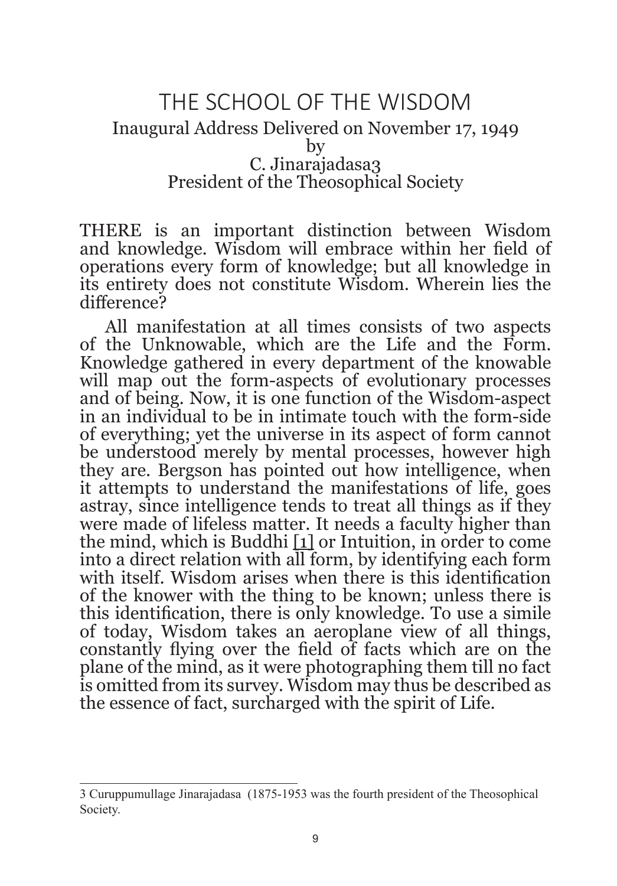# THE SCHOOL OF THE WISDOM

Inaugural Address Delivered on November 17, 1949
by
C. Jinarajadasa[3]
President of the Theosophical Society

THERE is an important distinction between Wisdom and knowledge. Wisdom will embrace within her field of operations every form of knowledge; but all knowledge in its entirety does not constitute Wisdom. Wherein lies the difference?

All manifestation at all times consists of two aspects of the Unknowable, which are the Life and the Form. Knowledge gathered in every department of the knowable will map out the form-aspects of evolutionary processes and of being. Now, it is one function of the Wisdom-aspect in an individual to be in intimate touch with the form-side of everything; yet the universe in its aspect of form cannot be understood merely by mental processes, however high they are. Bergson has pointed out how intelligence, when it attempts to understand the manifestations of life, goes astray, since intelligence tends to treat all things as if they were made of lifeless matter. It needs a faculty higher than the mind, which is Buddhi [1] or Intuition, in order to come into a direct relation with all form, by identifying each form with itself. Wisdom arises when there is this identification of the knower with the thing to be known; unless there is this identification, there is only knowledge. To use a simile of today, Wisdom takes an aeroplane view of all things, constantly flying over the field of facts which are on the plane of the mind, as it were photographing them till no fact is omitted from its survey. Wisdom may thus be described as the essence of fact, surcharged with the spirit of Life.

---

3 Curuppumullage Jinarajadasa (1875-1953 was the fourth president of the Theosophical Society.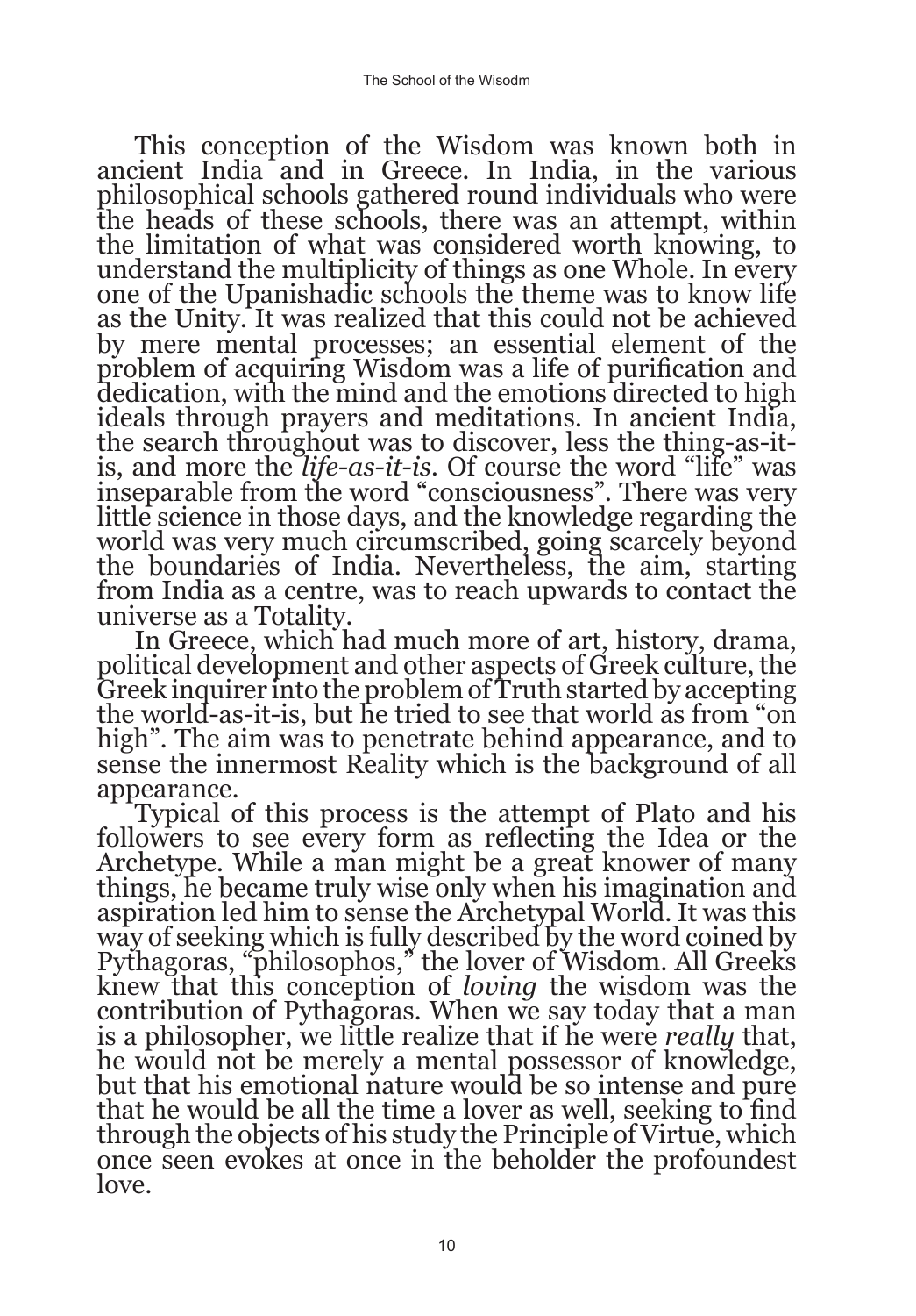This conception of the Wisdom was known both in ancient India and in Greece. In India, in the various philosophical schools gathered round individuals who were the heads of these schools, there was an attempt, within the limitation of what was considered worth knowing, to understand the multiplicity of things as one Whole. In every one of the Upanishadic schools the theme was to know life as the Unity. It was realized that this could not be achieved by mere mental processes; an essential element of the problem of acquiring Wisdom was a life of purification and dedication, with the mind and the emotions directed to high ideals through prayers and meditations. In ancient India, the search throughout was to discover, less the thing-as-it-is, and more the *life-as-it-is*. Of course the word "life" was inseparable from the word "consciousness". There was very little science in those days, and the knowledge regarding the world was very much circumscribed, going scarcely beyond the boundaries of India. Nevertheless, the aim, starting from India as a centre, was to reach upwards to contact the universe as a Totality.

In Greece, which had much more of art, history, drama, political development and other aspects of Greek culture, the Greek inquirer into the problem of Truth started by accepting the world-as-it-is, but he tried to see that world as from "on high". The aim was to penetrate behind appearance, and to sense the innermost Reality which is the background of all appearance.

Typical of this process is the attempt of Plato and his followers to see every form as reflecting the Idea or the Archetype. While a man might be a great knower of many things, he became truly wise only when his imagination and aspiration led him to sense the Archetypal World. It was this way of seeking which is fully described by the word coined by Pythagoras, "philosophos," the lover of Wisdom. All Greeks knew that this conception of *loving* the wisdom was the contribution of Pythagoras. When we say today that a man is a philosopher, we little realize that if he were *really* that, he would not be merely a mental possessor of knowledge, but that his emotional nature would be so intense and pure that he would be all the time a lover as well, seeking to find through the objects of his study the Principle of Virtue, which once seen evokes at once in the beholder the profoundest love.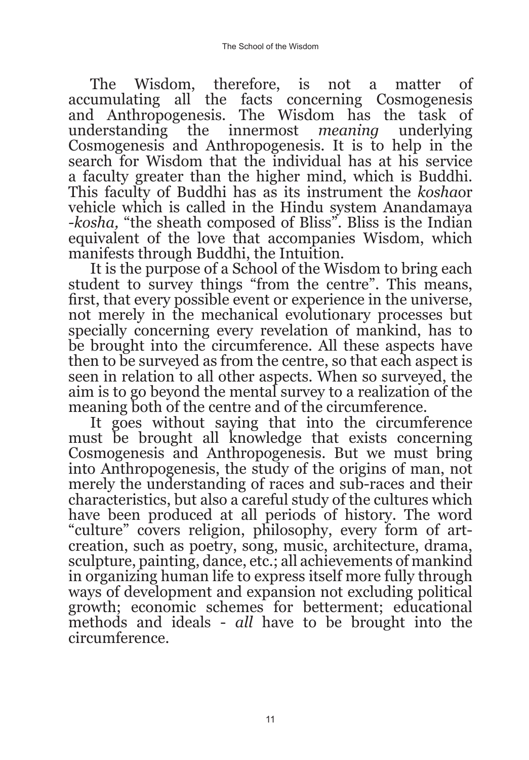The Wisdom, therefore, is not a matter of accumulating all the facts concerning Cosmogenesis and Anthropogenesis. The Wisdom has the task of understanding the innermost *meaning* underlying Cosmogenesis and Anthropogenesis. It is to help in the search for Wisdom that the individual has at his service a faculty greater than the higher mind, which is Buddhi. This faculty of Buddhi has as its instrument the *kosha*or vehicle which is called in the Hindu system Anandamaya -*kosha,* "the sheath composed of Bliss". Bliss is the Indian equivalent of the love that accompanies Wisdom, which manifests through Buddhi, the Intuition.

It is the purpose of a School of the Wisdom to bring each student to survey things "from the centre". This means, first, that every possible event or experience in the universe, not merely in the mechanical evolutionary processes but specially concerning every revelation of mankind, has to be brought into the circumference. All these aspects have then to be surveyed as from the centre, so that each aspect is seen in relation to all other aspects. When so surveyed, the aim is to go beyond the mental survey to a realization of the meaning both of the centre and of the circumference.

It goes without saying that into the circumference must be brought all knowledge that exists concerning Cosmogenesis and Anthropogenesis. But we must bring into Anthropogenesis, the study of the origins of man, not merely the understanding of races and sub-races and their characteristics, but also a careful study of the cultures which have been produced at all periods of history. The word "culture" covers religion, philosophy, every form of art-creation, such as poetry, song, music, architecture, drama, sculpture, painting, dance, etc.; all achievements of mankind in organizing human life to express itself more fully through ways of development and expansion not excluding political growth; economic schemes for betterment; educational methods and ideals - *all* have to be brought into the circumference.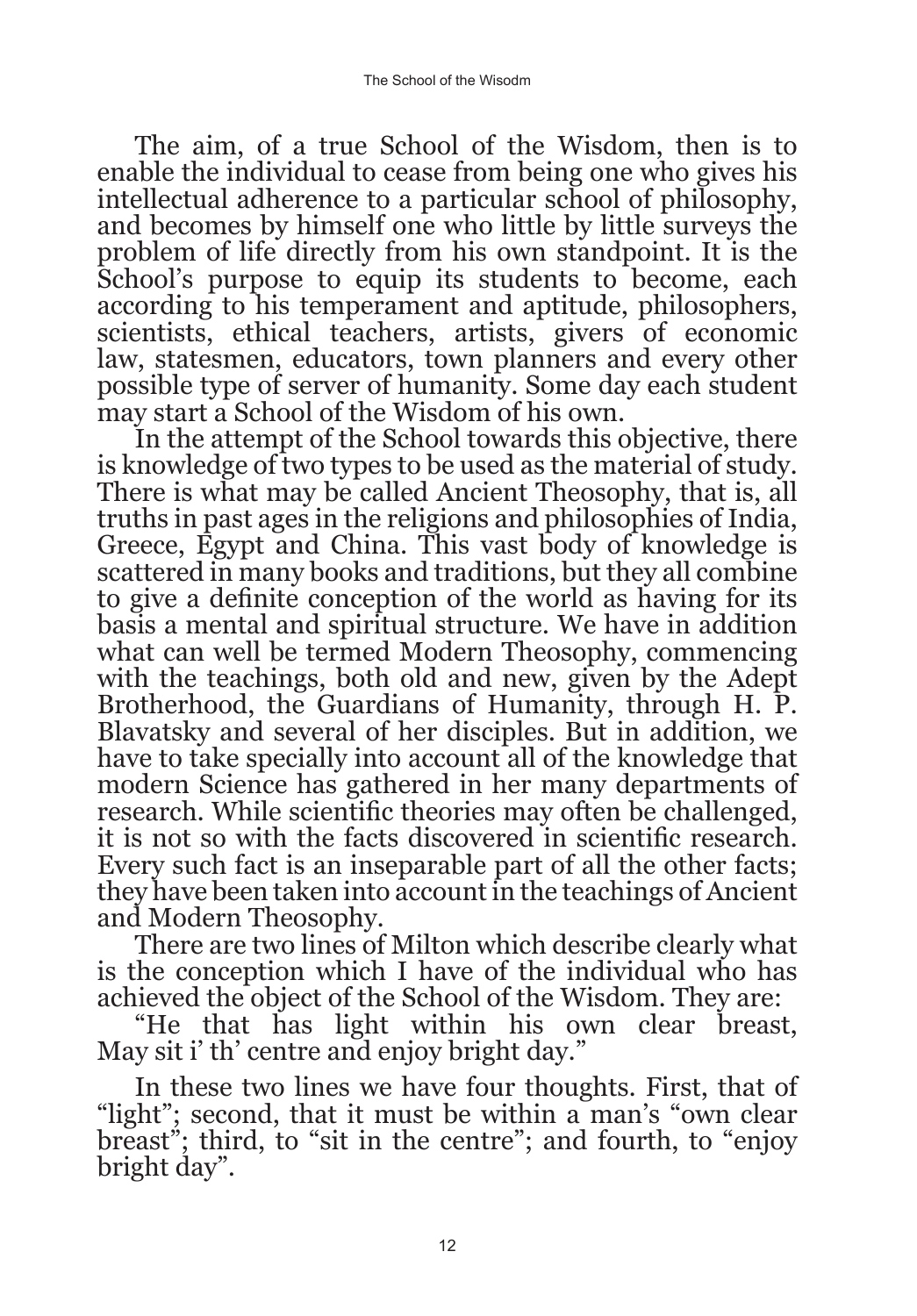The aim, of a true School of the Wisdom, then is to enable the individual to cease from being one who gives his intellectual adherence to a particular school of philosophy, and becomes by himself one who little by little surveys the problem of life directly from his own standpoint. It is the School's purpose to equip its students to become, each according to his temperament and aptitude, philosophers, scientists, ethical teachers, artists, givers of economic law, statesmen, educators, town planners and every other possible type of server of humanity. Some day each student may start a School of the Wisdom of his own.

In the attempt of the School towards this objective, there is knowledge of two types to be used as the material of study. There is what may be called Ancient Theosophy, that is, all truths in past ages in the religions and philosophies of India, Greece, Egypt and China. This vast body of knowledge is scattered in many books and traditions, but they all combine to give a definite conception of the world as having for its basis a mental and spiritual structure. We have in addition what can well be termed Modern Theosophy, commencing with the teachings, both old and new, given by the Adept Brotherhood, the Guardians of Humanity, through H. P. Blavatsky and several of her disciples. But in addition, we have to take specially into account all of the knowledge that modern Science has gathered in her many departments of research. While scientific theories may often be challenged, it is not so with the facts discovered in scientific research. Every such fact is an inseparable part of all the other facts; they have been taken into account in the teachings of Ancient and Modern Theosophy.

There are two lines of Milton which describe clearly what is the conception which I have of the individual who has achieved the object of the School of the Wisdom. They are:

"He that has light within his own clear breast,
May sit i' th' centre and enjoy bright day."

In these two lines we have four thoughts. First, that of "light"; second, that it must be within a man's "own clear breast"; third, to "sit in the centre"; and fourth, to "enjoy bright day".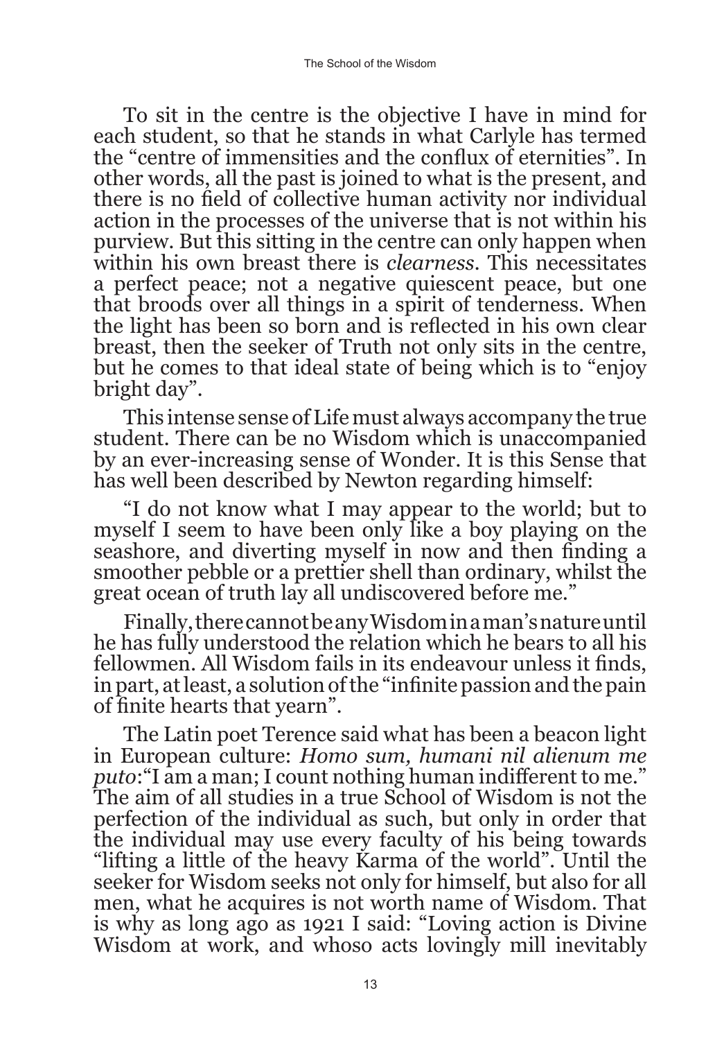To sit in the centre is the objective I have in mind for each student, so that he stands in what Carlyle has termed the "centre of immensities and the conflux of eternities". In other words, all the past is joined to what is the present, and there is no field of collective human activity nor individual action in the processes of the universe that is not within his purview. But this sitting in the centre can only happen when within his own breast there is *clearness*. This necessitates a perfect peace; not a negative quiescent peace, but one that broods over all things in a spirit of tenderness. When the light has been so born and is reflected in his own clear breast, then the seeker of Truth not only sits in the centre, but he comes to that ideal state of being which is to "enjoy bright day".

This intense sense of Life must always accompany the true student. There can be no Wisdom which is unaccompanied by an ever-increasing sense of Wonder. It is this Sense that has well been described by Newton regarding himself:

"I do not know what I may appear to the world; but to myself I seem to have been only like a boy playing on the seashore, and diverting myself in now and then finding a smoother pebble or a prettier shell than ordinary, whilst the great ocean of truth lay all undiscovered before me."

Finally, there cannot be any Wisdom in a man's nature until he has fully understood the relation which he bears to all his fellowmen. All Wisdom fails in its endeavour unless it finds, in part, at least, a solution of the "infinite passion and the pain of finite hearts that yearn".

The Latin poet Terence said what has been a beacon light in European culture: *Homo sum, humani nil alienum me puto*:"I am a man; I count nothing human indifferent to me." The aim of all studies in a true School of Wisdom is not the perfection of the individual as such, but only in order that the individual may use every faculty of his being towards "lifting a little of the heavy Karma of the world". Until the seeker for Wisdom seeks not only for himself, but also for all men, what he acquires is not worth name of Wisdom. That is why as long ago as 1921 I said: "Loving action is Divine Wisdom at work, and whoso acts lovingly mill inevitably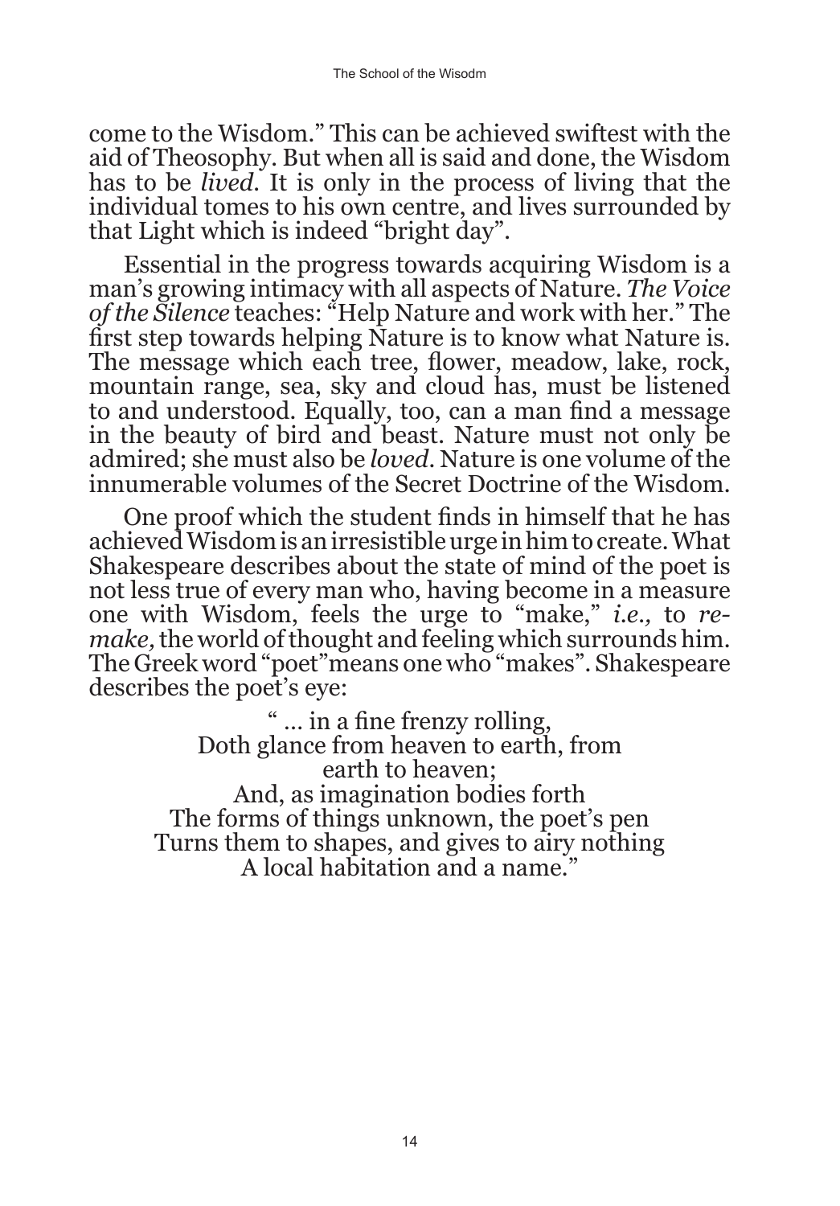come to the Wisdom." This can be achieved swiftest with the aid of Theosophy. But when all is said and done, the Wisdom has to be *lived*. It is only in the process of living that the individual tomes to his own centre, and lives surrounded by that Light which is indeed "bright day".

Essential in the progress towards acquiring Wisdom is a man's growing intimacy with all aspects of Nature. *The Voice of the Silence* teaches: "Help Nature and work with her." The first step towards helping Nature is to know what Nature is. The message which each tree, flower, meadow, lake, rock, mountain range, sea, sky and cloud has, must be listened to and understood. Equally, too, can a man find a message in the beauty of bird and beast. Nature must not only be admired; she must also be *loved*. Nature is one volume of the innumerable volumes of the Secret Doctrine of the Wisdom.

One proof which the student finds in himself that he has achieved Wisdom is an irresistible urge in him to create. What Shakespeare describes about the state of mind of the poet is not less true of every man who, having become in a measure one with Wisdom, feels the urge to "make," *i.e.,* to *re-make,* the world of thought and feeling which surrounds him. The Greek word "poet"means one who "makes". Shakespeare describes the poet's eye:

" ... in a fine frenzy rolling,  
Doth glance from heaven to earth, from earth to heaven;  
And, as imagination bodies forth  
The forms of things unknown, the poet's pen  
Turns them to shapes, and gives to airy nothing  
A local habitation and a name."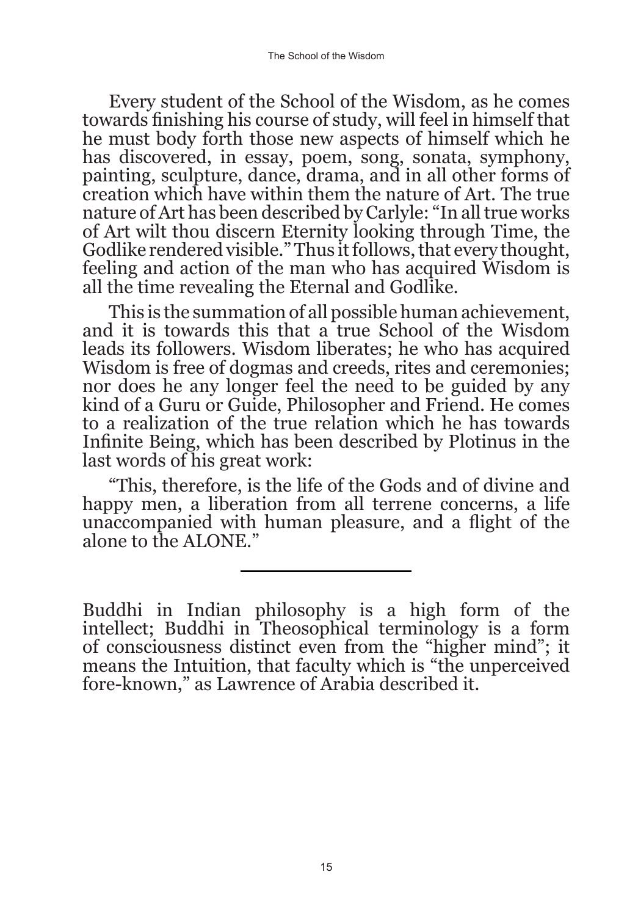Every student of the School of the Wisdom, as he comes towards finishing his course of study, will feel in himself that he must body forth those new aspects of himself which he has discovered, in essay, poem, song, sonata, symphony, painting, sculpture, dance, drama, and in all other forms of creation which have within them the nature of Art. The true nature of Art has been described by Carlyle: "In all true works of Art wilt thou discern Eternity looking through Time, the Godlike rendered visible." Thus it follows, that every thought, feeling and action of the man who has acquired Wisdom is all the time revealing the Eternal and Godlike.

This is the summation of all possible human achievement, and it is towards this that a true School of the Wisdom leads its followers. Wisdom liberates; he who has acquired Wisdom is free of dogmas and creeds, rites and ceremonies; nor does he any longer feel the need to be guided by any kind of a Guru or Guide, Philosopher and Friend. He comes to a realization of the true relation which he has towards Infinite Being, which has been described by Plotinus in the last words of his great work:

"This, therefore, is the life of the Gods and of divine and happy men, a liberation from all terrene concerns, a life unaccompanied with human pleasure, and a flight of the alone to the ALONE."

---

Buddhi in Indian philosophy is a high form of the intellect; Buddhi in Theosophical terminology is a form of consciousness distinct even from the "higher mind"; it means the Intuition, that faculty which is "the unperceived fore-known," as Lawrence of Arabia described it.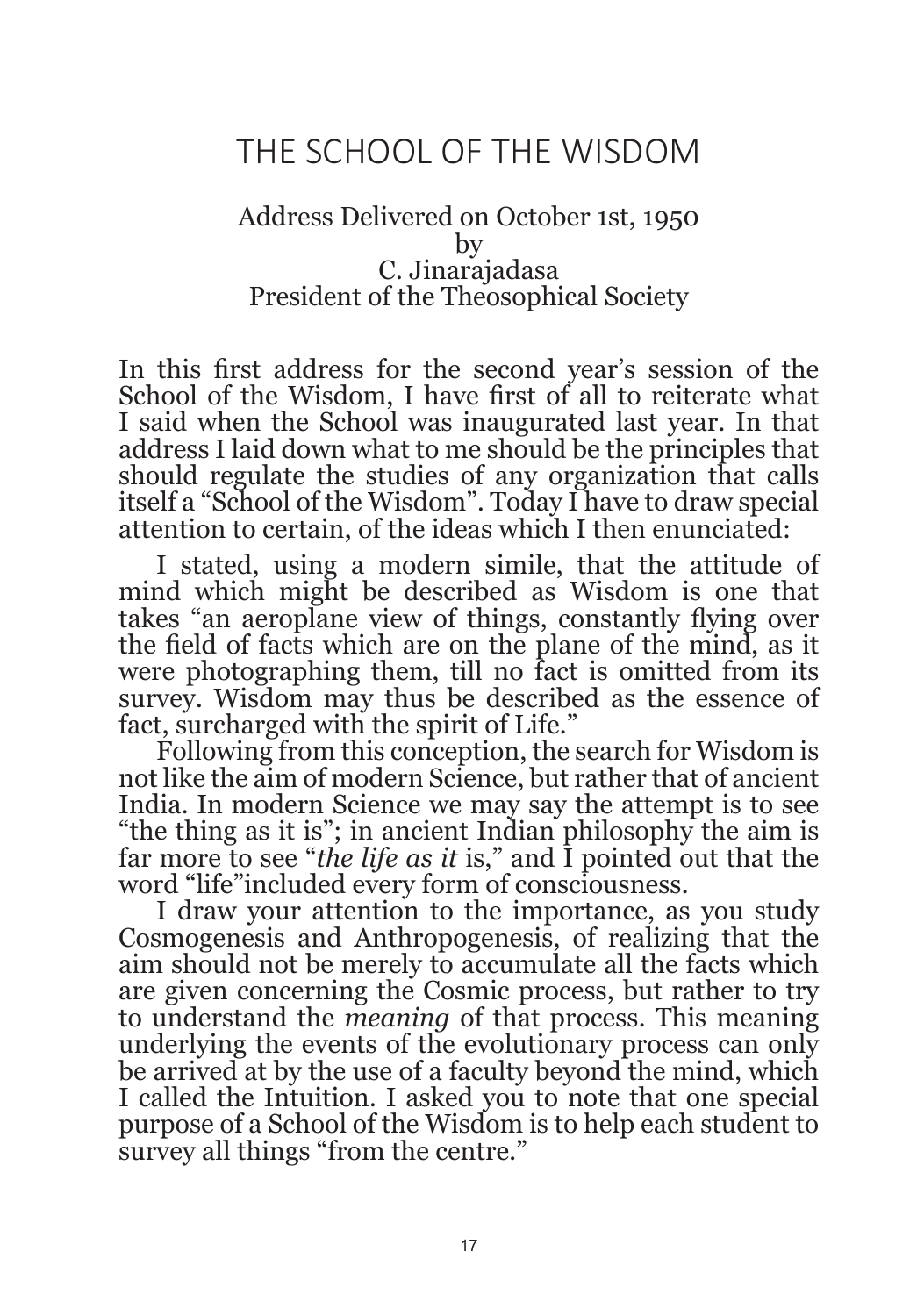# THE SCHOOL OF THE WISDOM

Address Delivered on October 1st, 1950
by
C. Jinarajadasa
President of the Theosophical Society

In this first address for the second year's session of the School of the Wisdom, I have first of all to reiterate what I said when the School was inaugurated last year. In that address I laid down what to me should be the principles that should regulate the studies of any organization that calls itself a "School of the Wisdom". Today I have to draw special attention to certain, of the ideas which I then enunciated:

I stated, using a modern simile, that the attitude of mind which might be described as Wisdom is one that takes "an aeroplane view of things, constantly flying over the field of facts which are on the plane of the mind, as it were photographing them, till no fact is omitted from its survey. Wisdom may thus be described as the essence of fact, surcharged with the spirit of Life."

Following from this conception, the search for Wisdom is not like the aim of modern Science, but rather that of ancient India. In modern Science we may say the attempt is to see "the thing as it is"; in ancient Indian philosophy the aim is far more to see "*the life as it* is," and I pointed out that the word "life"included every form of consciousness.

I draw your attention to the importance, as you study Cosmogenesis and Anthropogenesis, of realizing that the aim should not be merely to accumulate all the facts which are given concerning the Cosmic process, but rather to try to understand the *meaning* of that process. This meaning underlying the events of the evolutionary process can only be arrived at by the use of a faculty beyond the mind, which I called the Intuition. I asked you to note that one special purpose of a School of the Wisdom is to help each student to survey all things "from the centre."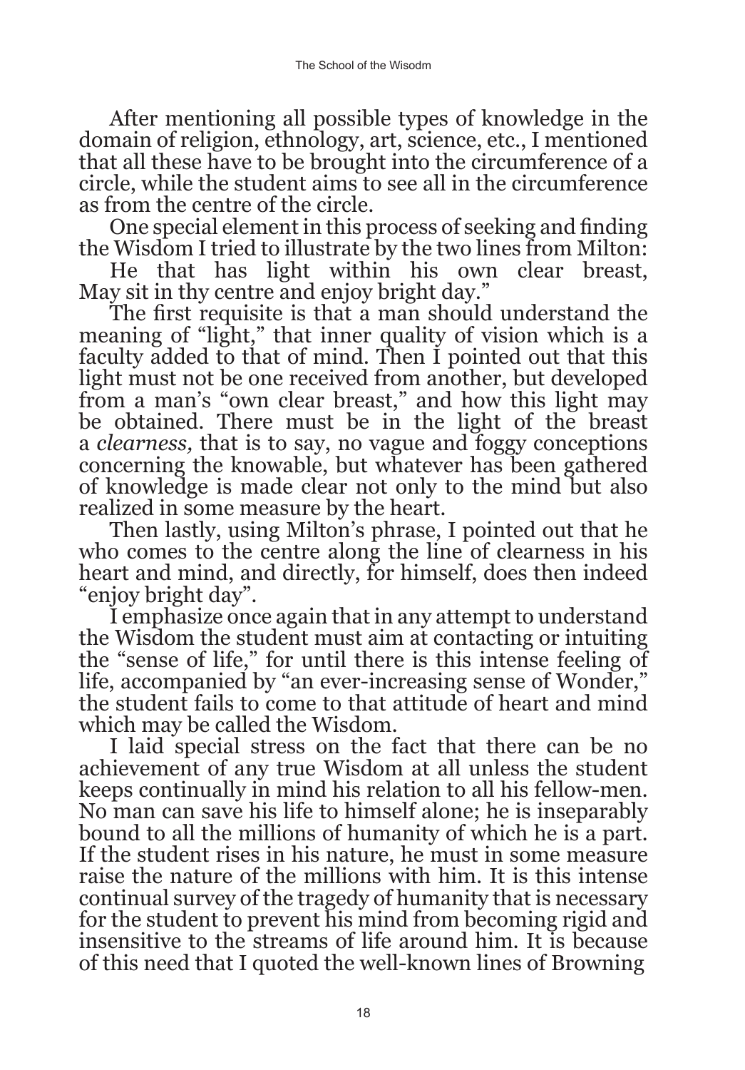After mentioning all possible types of knowledge in the domain of religion, ethnology, art, science, etc., I mentioned that all these have to be brought into the circumference of a circle, while the student aims to see all in the circumference as from the centre of the circle.

One special element in this process of seeking and finding the Wisdom I tried to illustrate by the two lines from Milton:

He that has light within his own clear breast,
May sit in thy centre and enjoy bright day."

The first requisite is that a man should understand the meaning of "light," that inner quality of vision which is a faculty added to that of mind. Then I pointed out that this light must not be one received from another, but developed from a man's "own clear breast," and how this light may be obtained. There must be in the light of the breast a *clearness,* that is to say, no vague and foggy conceptions concerning the knowable, but whatever has been gathered of knowledge is made clear not only to the mind but also realized in some measure by the heart.

Then lastly, using Milton's phrase, I pointed out that he who comes to the centre along the line of clearness in his heart and mind, and directly, for himself, does then indeed "enjoy bright day".

I emphasize once again that in any attempt to understand the Wisdom the student must aim at contacting or intuiting the "sense of life," for until there is this intense feeling of life, accompanied by "an ever-increasing sense of Wonder," the student fails to come to that attitude of heart and mind which may be called the Wisdom.

I laid special stress on the fact that there can be no achievement of any true Wisdom at all unless the student keeps continually in mind his relation to all his fellow-men. No man can save his life to himself alone; he is inseparably bound to all the millions of humanity of which he is a part. If the student rises in his nature, he must in some measure raise the nature of the millions with him. It is this intense continual survey of the tragedy of humanity that is necessary for the student to prevent his mind from becoming rigid and insensitive to the streams of life around him. It is because of this need that I quoted the well-known lines of Browning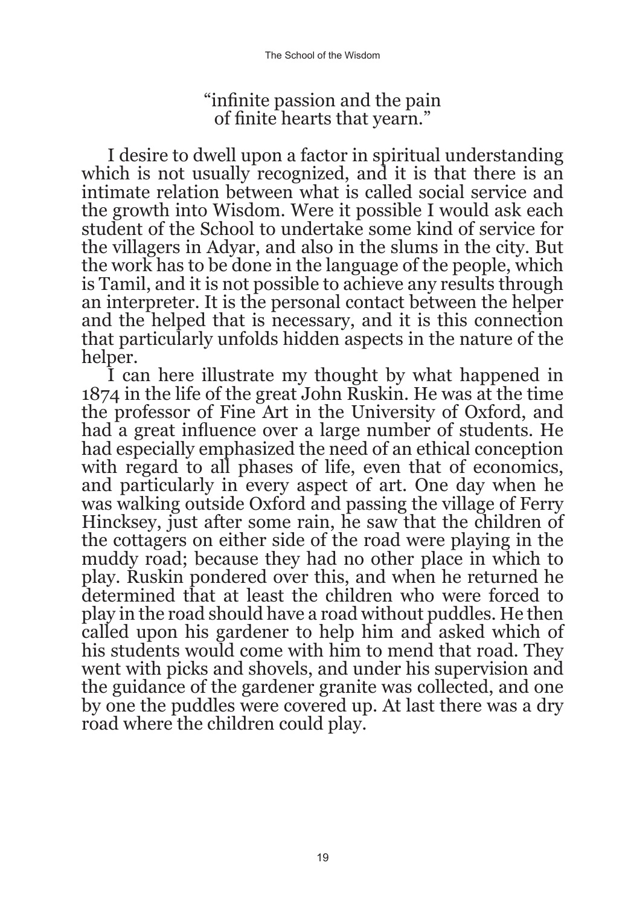"infinite passion and the pain
of finite hearts that yearn."

I desire to dwell upon a factor in spiritual understanding which is not usually recognized, and it is that there is an intimate relation between what is called social service and the growth into Wisdom. Were it possible I would ask each student of the School to undertake some kind of service for the villagers in Adyar, and also in the slums in the city. But the work has to be done in the language of the people, which is Tamil, and it is not possible to achieve any results through an interpreter. It is the personal contact between the helper and the helped that is necessary, and it is this connection that particularly unfolds hidden aspects in the nature of the helper.

I can here illustrate my thought by what happened in 1874 in the life of the great John Ruskin. He was at the time the professor of Fine Art in the University of Oxford, and had a great influence over a large number of students. He had especially emphasized the need of an ethical conception with regard to all phases of life, even that of economics, and particularly in every aspect of art. One day when he was walking outside Oxford and passing the village of Ferry Hincksey, just after some rain, he saw that the children of the cottagers on either side of the road were playing in the muddy road; because they had no other place in which to play. Ruskin pondered over this, and when he returned he determined that at least the children who were forced to play in the road should have a road without puddles. He then called upon his gardener to help him and asked which of his students would come with him to mend that road. They went with picks and shovels, and under his supervision and the guidance of the gardener granite was collected, and one by one the puddles were covered up. At last there was a dry road where the children could play.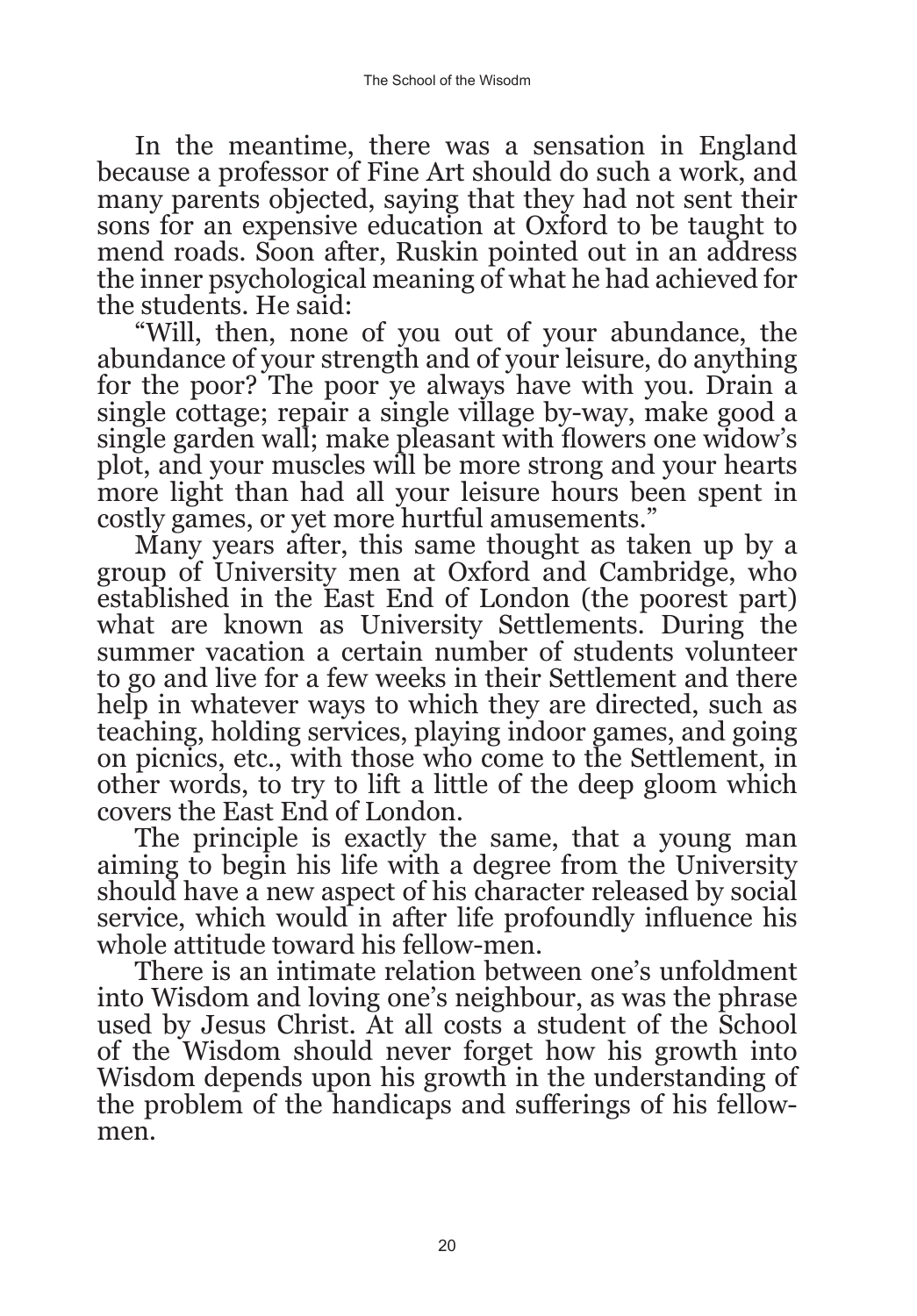In the meantime, there was a sensation in England because a professor of Fine Art should do such a work, and many parents objected, saying that they had not sent their sons for an expensive education at Oxford to be taught to mend roads. Soon after, Ruskin pointed out in an address the inner psychological meaning of what he had achieved for the students. He said:

"Will, then, none of you out of your abundance, the abundance of your strength and of your leisure, do anything for the poor? The poor ye always have with you. Drain a single cottage; repair a single village by-way, make good a single garden wall; make pleasant with flowers one widow's plot, and your muscles will be more strong and your hearts more light than had all your leisure hours been spent in costly games, or yet more hurtful amusements."

Many years after, this same thought as taken up by a group of University men at Oxford and Cambridge, who established in the East End of London (the poorest part) what are known as University Settlements. During the summer vacation a certain number of students volunteer to go and live for a few weeks in their Settlement and there help in whatever ways to which they are directed, such as teaching, holding services, playing indoor games, and going on picnics, etc., with those who come to the Settlement, in other words, to try to lift a little of the deep gloom which covers the East End of London.

The principle is exactly the same, that a young man aiming to begin his life with a degree from the University should have a new aspect of his character released by social service, which would in after life profoundly influence his whole attitude toward his fellow-men.

There is an intimate relation between one's unfoldment into Wisdom and loving one's neighbour, as was the phrase used by Jesus Christ. At all costs a student of the School of the Wisdom should never forget how his growth into Wisdom depends upon his growth in the understanding of the problem of the handicaps and sufferings of his fellow-men.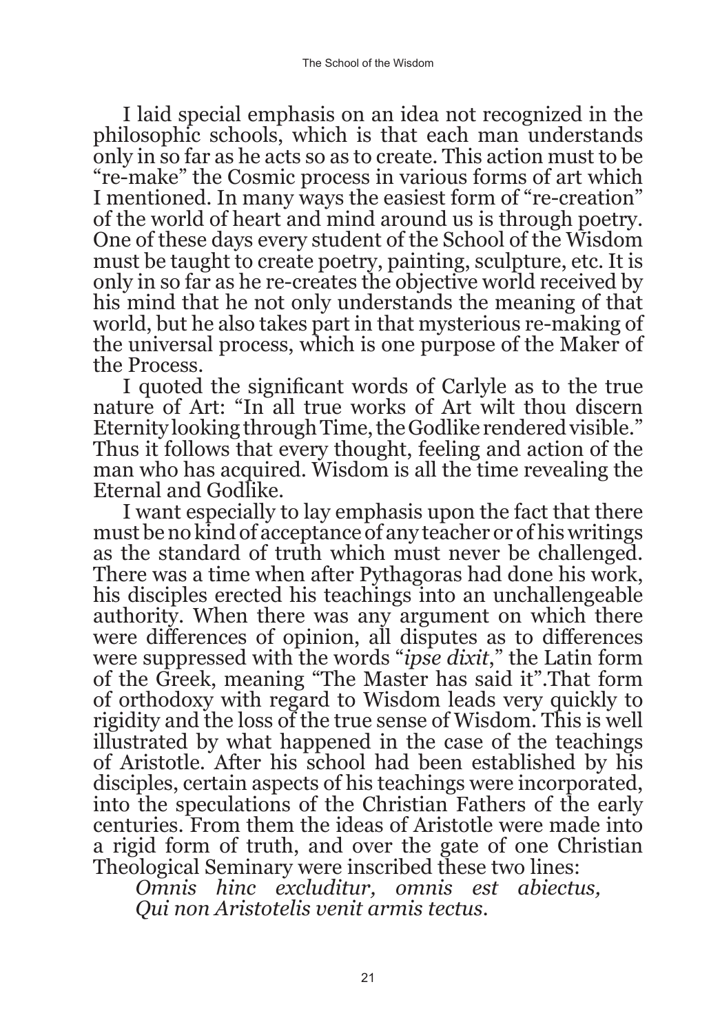I laid special emphasis on an idea not recognized in the philosophic schools, which is that each man understands only in so far as he acts so as to create. This action must to be "re-make" the Cosmic process in various forms of art which I mentioned. In many ways the easiest form of "re-creation" of the world of heart and mind around us is through poetry. One of these days every student of the School of the Wisdom must be taught to create poetry, painting, sculpture, etc. It is only in so far as he re-creates the objective world received by his mind that he not only understands the meaning of that world, but he also takes part in that mysterious re-making of the universal process, which is one purpose of the Maker of the Process.

I quoted the significant words of Carlyle as to the true nature of Art: "In all true works of Art wilt thou discern Eternity looking through Time, the Godlike rendered visible." Thus it follows that every thought, feeling and action of the man who has acquired. Wisdom is all the time revealing the Eternal and Godlike.

I want especially to lay emphasis upon the fact that there must be no kind of acceptance of any teacher or of his writings as the standard of truth which must never be challenged. There was a time when after Pythagoras had done his work, his disciples erected his teachings into an unchallengeable authority. When there was any argument on which there were differences of opinion, all disputes as to differences were suppressed with the words "*ipse dixit*," the Latin form of the Greek, meaning "The Master has said it".That form of orthodoxy with regard to Wisdom leads very quickly to rigidity and the loss of the true sense of Wisdom. This is well illustrated by what happened in the case of the teachings of Aristotle. After his school had been established by his disciples, certain aspects of his teachings were incorporated, into the speculations of the Christian Fathers of the early centuries. From them the ideas of Aristotle were made into a rigid form of truth, and over the gate of one Christian Theological Seminary were inscribed these two lines:

*Omnis hinc excluditur, omnis est abiectus,*
*Qui non Aristotelis venit armis tectus.*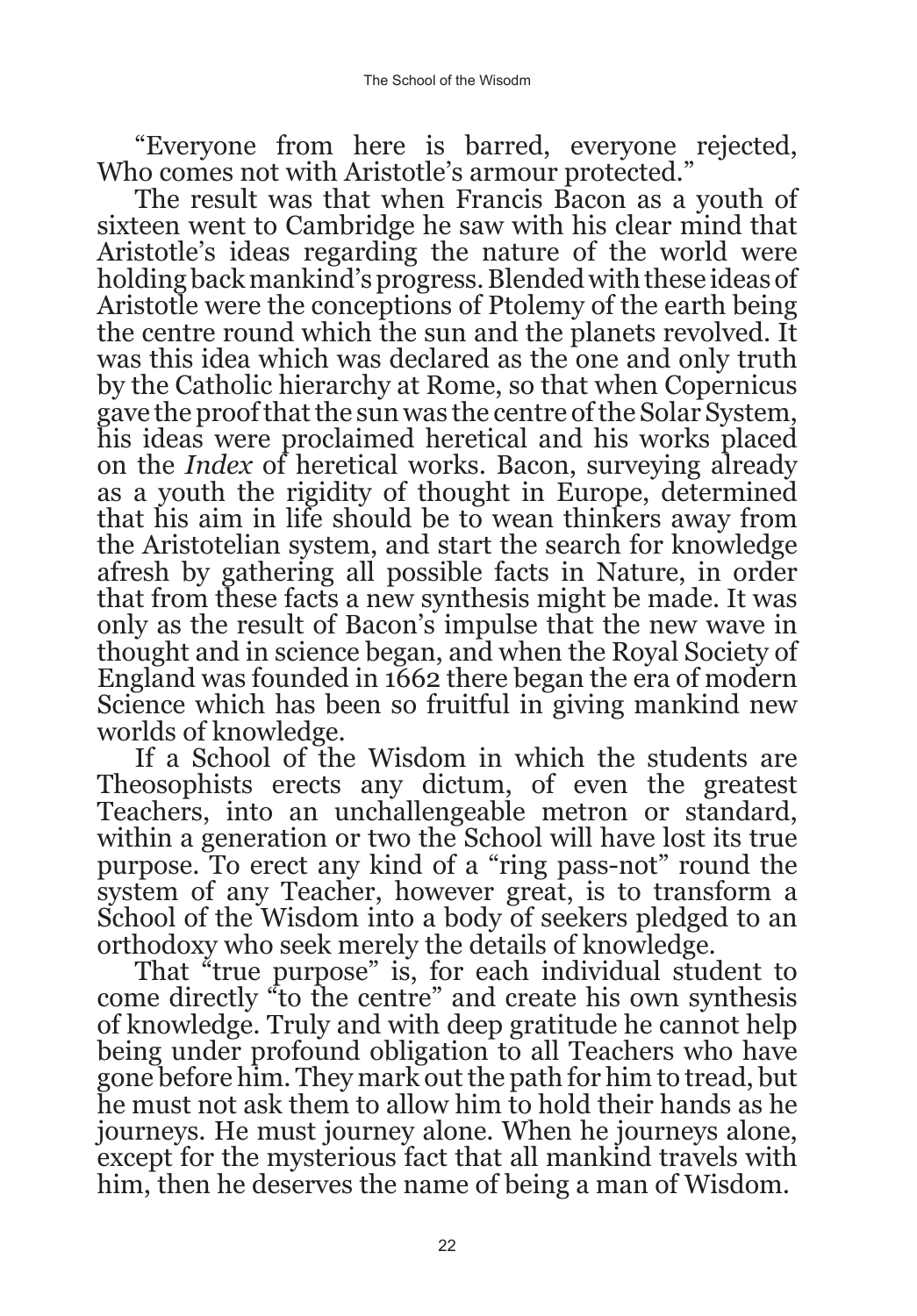"Everyone from here is barred, everyone rejected,
Who comes not with Aristotle's armour protected."

The result was that when Francis Bacon as a youth of sixteen went to Cambridge he saw with his clear mind that Aristotle's ideas regarding the nature of the world were holding back mankind's progress. Blended with these ideas of Aristotle were the conceptions of Ptolemy of the earth being the centre round which the sun and the planets revolved. It was this idea which was declared as the one and only truth by the Catholic hierarchy at Rome, so that when Copernicus gave the proof that the sun was the centre of the Solar System, his ideas were proclaimed heretical and his works placed on the *Index* of heretical works. Bacon, surveying already as a youth the rigidity of thought in Europe, determined that his aim in life should be to wean thinkers away from the Aristotelian system, and start the search for knowledge afresh by gathering all possible facts in Nature, in order that from these facts a new synthesis might be made. It was only as the result of Bacon's impulse that the new wave in thought and in science began, and when the Royal Society of England was founded in 1662 there began the era of modern Science which has been so fruitful in giving mankind new worlds of knowledge.

If a School of the Wisdom in which the students are Theosophists erects any dictum, of even the greatest Teachers, into an unchallengeable metron or standard, within a generation or two the School will have lost its true purpose. To erect any kind of a "ring pass-not" round the system of any Teacher, however great, is to transform a School of the Wisdom into a body of seekers pledged to an orthodoxy who seek merely the details of knowledge.

That "true purpose" is, for each individual student to come directly "to the centre" and create his own synthesis of knowledge. Truly and with deep gratitude he cannot help being under profound obligation to all Teachers who have gone before him. They mark out the path for him to tread, but he must not ask them to allow him to hold their hands as he journeys. He must journey alone. When he journeys alone, except for the mysterious fact that all mankind travels with him, then he deserves the name of being a man of Wisdom.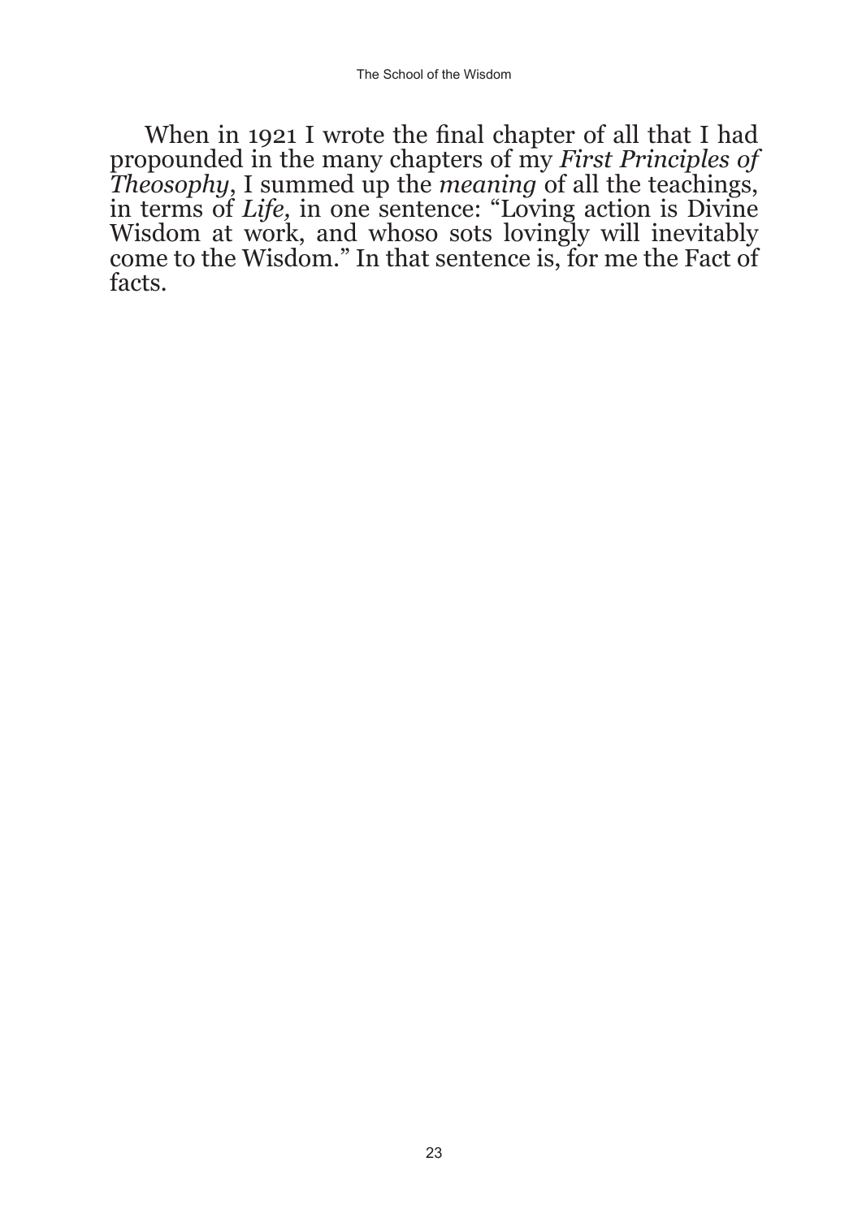When in 1921 I wrote the final chapter of all that I had propounded in the many chapters of my *First Principles of Theosophy*, I summed up the *meaning* of all the teachings, in terms of *Life,* in one sentence: "Loving action is Divine Wisdom at work, and whoso sots lovingly will inevitably come to the Wisdom." In that sentence is, for me the Fact of facts.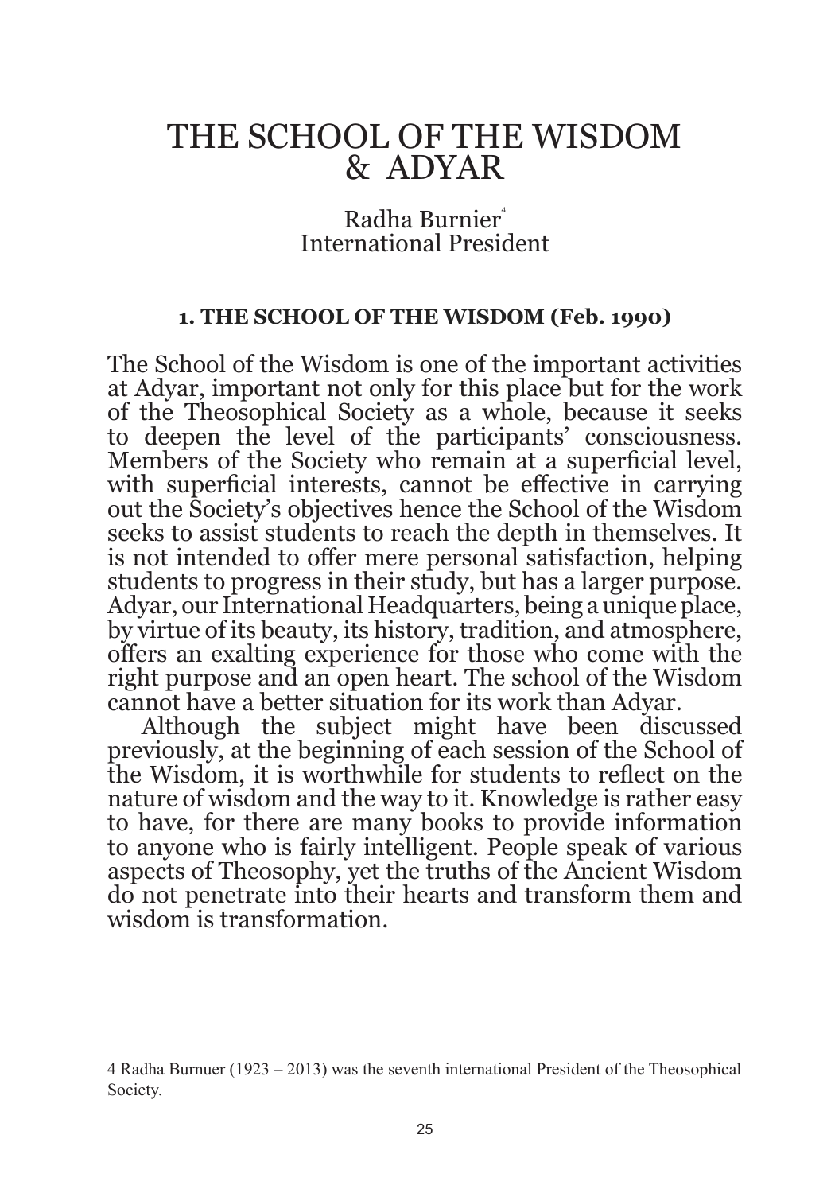# THE SCHOOL OF THE WISDOM & ADYAR

Radha Burnier[4]
International President

### 1. THE SCHOOL OF THE WISDOM (Feb. 1990)

The School of the Wisdom is one of the important activities at Adyar, important not only for this place but for the work of the Theosophical Society as a whole, because it seeks to deepen the level of the participants' consciousness. Members of the Society who remain at a superficial level, with superficial interests, cannot be effective in carrying out the Society's objectives hence the School of the Wisdom seeks to assist students to reach the depth in themselves. It is not intended to offer mere personal satisfaction, helping students to progress in their study, but has a larger purpose. Adyar, our International Headquarters, being a unique place, by virtue of its beauty, its history, tradition, and atmosphere, offers an exalting experience for those who come with the right purpose and an open heart. The school of the Wisdom cannot have a better situation for its work than Adyar.

Although the subject might have been discussed previously, at the beginning of each session of the School of the Wisdom, it is worthwhile for students to reflect on the nature of wisdom and the way to it. Knowledge is rather easy to have, for there are many books to provide information to anyone who is fairly intelligent. People speak of various aspects of Theosophy, yet the truths of the Ancient Wisdom do not penetrate into their hearts and transform them and wisdom is transformation.

---

4 Radha Burnuer (1923 – 2013) was the seventh international President of the Theosophical Society.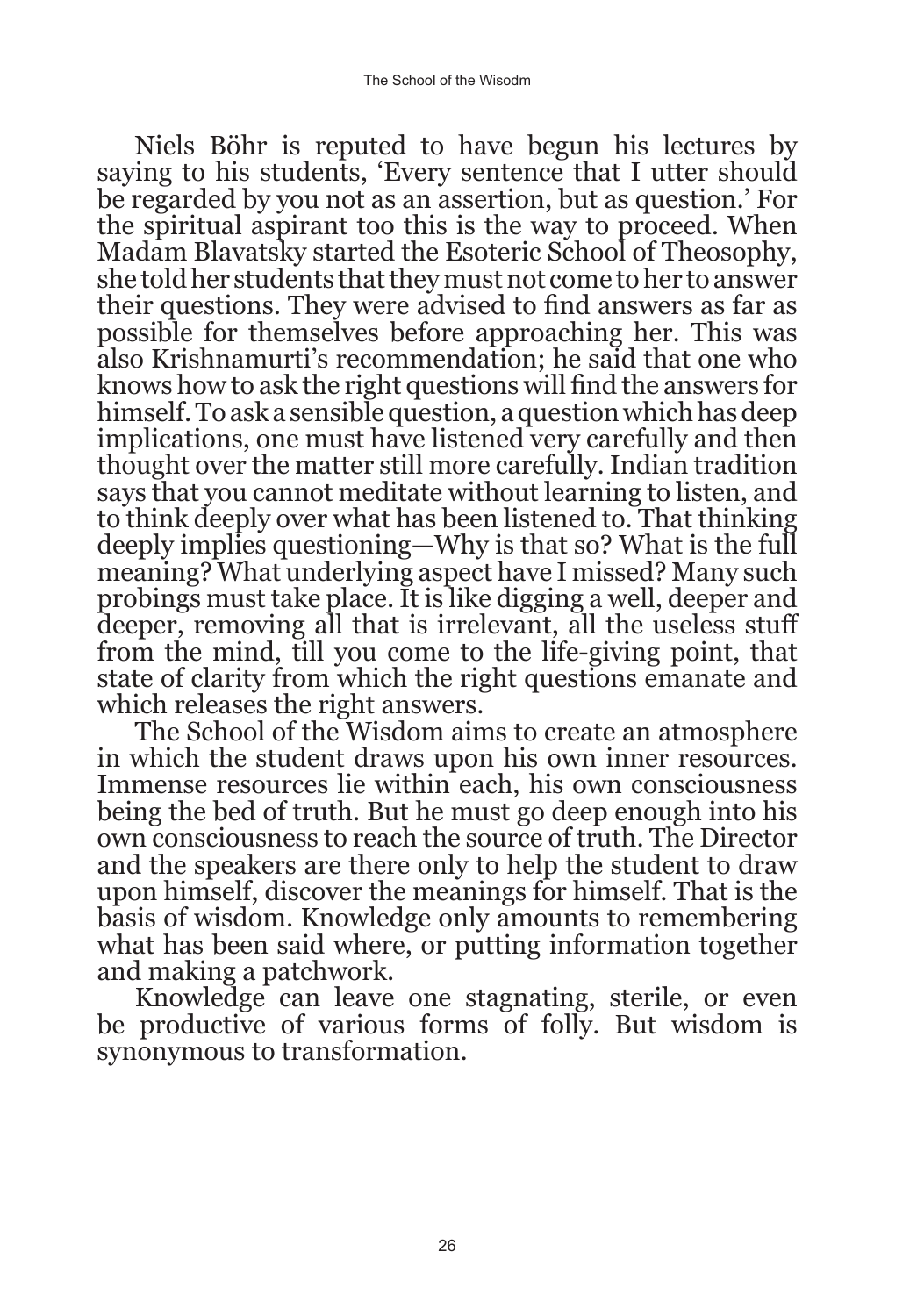Niels Böhr is reputed to have begun his lectures by saying to his students, 'Every sentence that I utter should be regarded by you not as an assertion, but as question.' For the spiritual aspirant too this is the way to proceed. When Madam Blavatsky started the Esoteric School of Theosophy, she told her students that they must not come to her to answer their questions. They were advised to find answers as far as possible for themselves before approaching her. This was also Krishnamurti's recommendation; he said that one who knows how to ask the right questions will find the answers for himself. To ask a sensible question, a question which has deep implications, one must have listened very carefully and then thought over the matter still more carefully. Indian tradition says that you cannot meditate without learning to listen, and to think deeply over what has been listened to. That thinking deeply implies questioning—Why is that so? What is the full meaning? What underlying aspect have I missed? Many such probings must take place. It is like digging a well, deeper and deeper, removing all that is irrelevant, all the useless stuff from the mind, till you come to the life-giving point, that state of clarity from which the right questions emanate and which releases the right answers.

The School of the Wisdom aims to create an atmosphere in which the student draws upon his own inner resources. Immense resources lie within each, his own consciousness being the bed of truth. But he must go deep enough into his own consciousness to reach the source of truth. The Director and the speakers are there only to help the student to draw upon himself, discover the meanings for himself. That is the basis of wisdom. Knowledge only amounts to remembering what has been said where, or putting information together and making a patchwork.

Knowledge can leave one stagnating, sterile, or even be productive of various forms of folly. But wisdom is synonymous to transformation.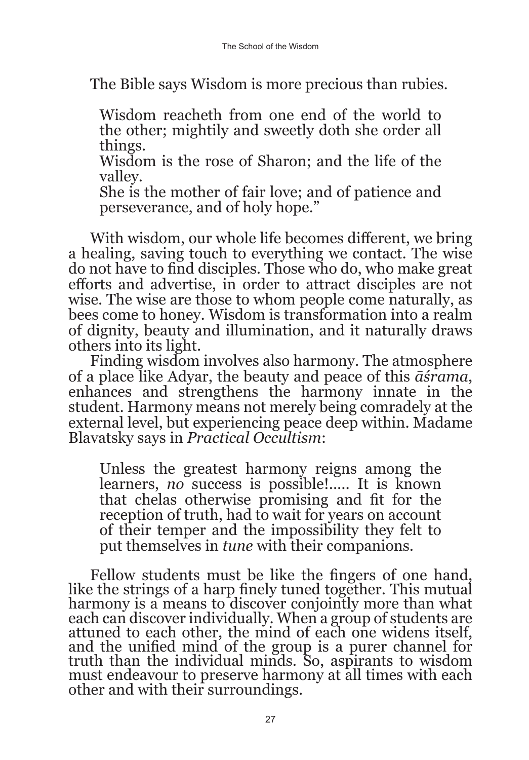The Bible says Wisdom is more precious than rubies.

> Wisdom reacheth from one end of the world to the other; mightily and sweetly doth she order all things.
> Wisdom is the rose of Sharon; and the life of the valley.
> She is the mother of fair love; and of patience and perseverance, and of holy hope."

With wisdom, our whole life becomes different, we bring a healing, saving touch to everything we contact. The wise do not have to find disciples. Those who do, who make great efforts and advertise, in order to attract disciples are not wise. The wise are those to whom people come naturally, as bees come to honey. Wisdom is transformation into a realm of dignity, beauty and illumination, and it naturally draws others into its light.

Finding wisdom involves also harmony. The atmosphere of a place like Adyar, the beauty and peace of this *āśrama*, enhances and strengthens the harmony innate in the student. Harmony means not merely being comradely at the external level, but experiencing peace deep within. Madame Blavatsky says in *Practical Occultism*:

> Unless the greatest harmony reigns among the learners, *no* success is possible!..... It is known that chelas otherwise promising and fit for the reception of truth, had to wait for years on account of their temper and the impossibility they felt to put themselves in *tune* with their companions.

Fellow students must be like the fingers of one hand, like the strings of a harp finely tuned together. This mutual harmony is a means to discover conjointly more than what each can discover individually. When a group of students are attuned to each other, the mind of each one widens itself, and the unified mind of the group is a purer channel for truth than the individual minds. So, aspirants to wisdom must endeavour to preserve harmony at all times with each other and with their surroundings.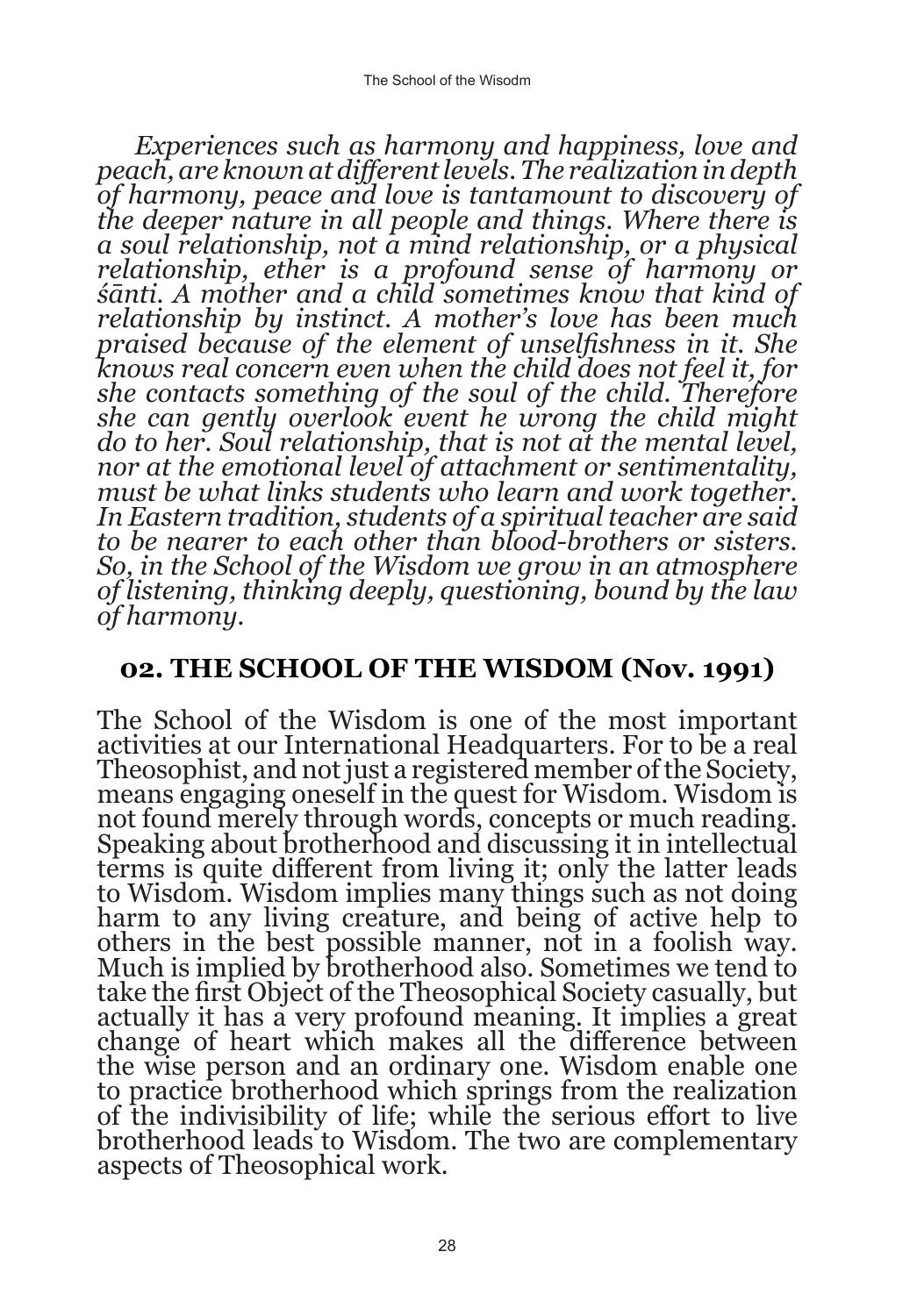*Experiences such as harmony and happiness, love and peach, are known at different levels. The realization in depth of harmony, peace and love is tantamount to discovery of the deeper nature in all people and things. Where there is a soul relationship, not a mind relationship, or a physical relationship, ether is a profound sense of harmony or śānti. A mother and a child sometimes know that kind of relationship by instinct. A mother's love has been much praised because of the element of unselfishness in it. She knows real concern even when the child does not feel it, for she contacts something of the soul of the child. Therefore she can gently overlook event he wrong the child might do to her. Soul relationship, that is not at the mental level, nor at the emotional level of attachment or sentimentality, must be what links students who learn and work together. In Eastern tradition, students of a spiritual teacher are said to be nearer to each other than blood-brothers or sisters. So, in the School of the Wisdom we grow in an atmosphere of listening, thinking deeply, questioning, bound by the law of harmony.*

## 02. THE SCHOOL OF THE WISDOM (Nov. 1991)

The School of the Wisdom is one of the most important activities at our International Headquarters. For to be a real Theosophist, and not just a registered member of the Society, means engaging oneself in the quest for Wisdom. Wisdom is not found merely through words, concepts or much reading. Speaking about brotherhood and discussing it in intellectual terms is quite different from living it; only the latter leads to Wisdom. Wisdom implies many things such as not doing harm to any living creature, and being of active help to others in the best possible manner, not in a foolish way. Much is implied by brotherhood also. Sometimes we tend to take the first Object of the Theosophical Society casually, but actually it has a very profound meaning. It implies a great change of heart which makes all the difference between the wise person and an ordinary one. Wisdom enable one to practice brotherhood which springs from the realization of the indivisibility of life; while the serious effort to live brotherhood leads to Wisdom. The two are complementary aspects of Theosophical work.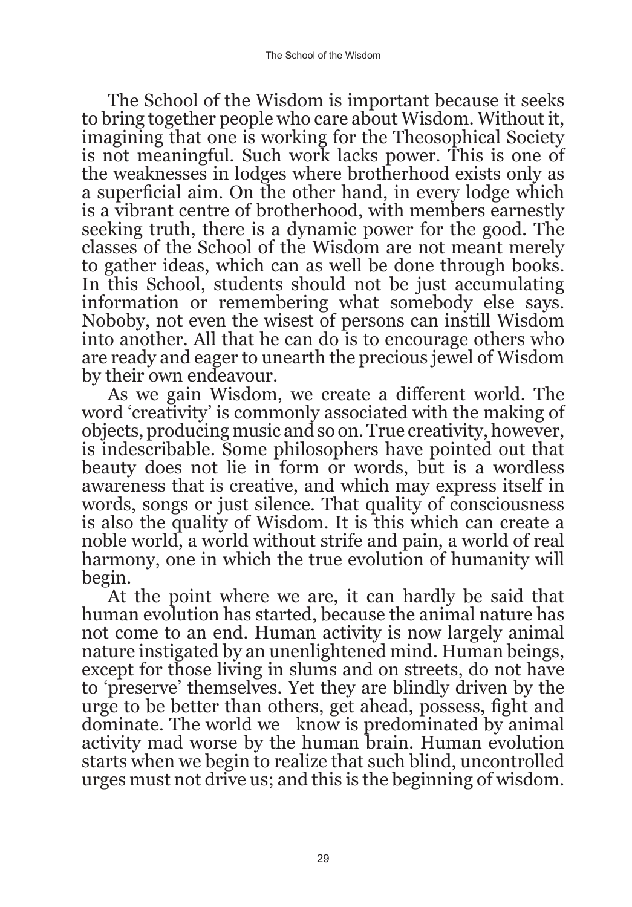The School of the Wisdom is important because it seeks to bring together people who care about Wisdom. Without it, imagining that one is working for the Theosophical Society is not meaningful. Such work lacks power. This is one of the weaknesses in lodges where brotherhood exists only as a superficial aim. On the other hand, in every lodge which is a vibrant centre of brotherhood, with members earnestly seeking truth, there is a dynamic power for the good. The classes of the School of the Wisdom are not meant merely to gather ideas, which can as well be done through books. In this School, students should not be just accumulating information or remembering what somebody else says. Noboby, not even the wisest of persons can instill Wisdom into another. All that he can do is to encourage others who are ready and eager to unearth the precious jewel of Wisdom by their own endeavour.

As we gain Wisdom, we create a different world. The word 'creativity' is commonly associated with the making of objects, producing music and so on. True creativity, however, is indescribable. Some philosophers have pointed out that beauty does not lie in form or words, but is a wordless awareness that is creative, and which may express itself in words, songs or just silence. That quality of consciousness is also the quality of Wisdom. It is this which can create a noble world, a world without strife and pain, a world of real harmony, one in which the true evolution of humanity will begin.

At the point where we are, it can hardly be said that human evolution has started, because the animal nature has not come to an end. Human activity is now largely animal nature instigated by an unenlightened mind. Human beings, except for those living in slums and on streets, do not have to 'preserve' themselves. Yet they are blindly driven by the urge to be better than others, get ahead, possess, fight and dominate. The world we know is predominated by animal activity mad worse by the human brain. Human evolution starts when we begin to realize that such blind, uncontrolled urges must not drive us; and this is the beginning of wisdom.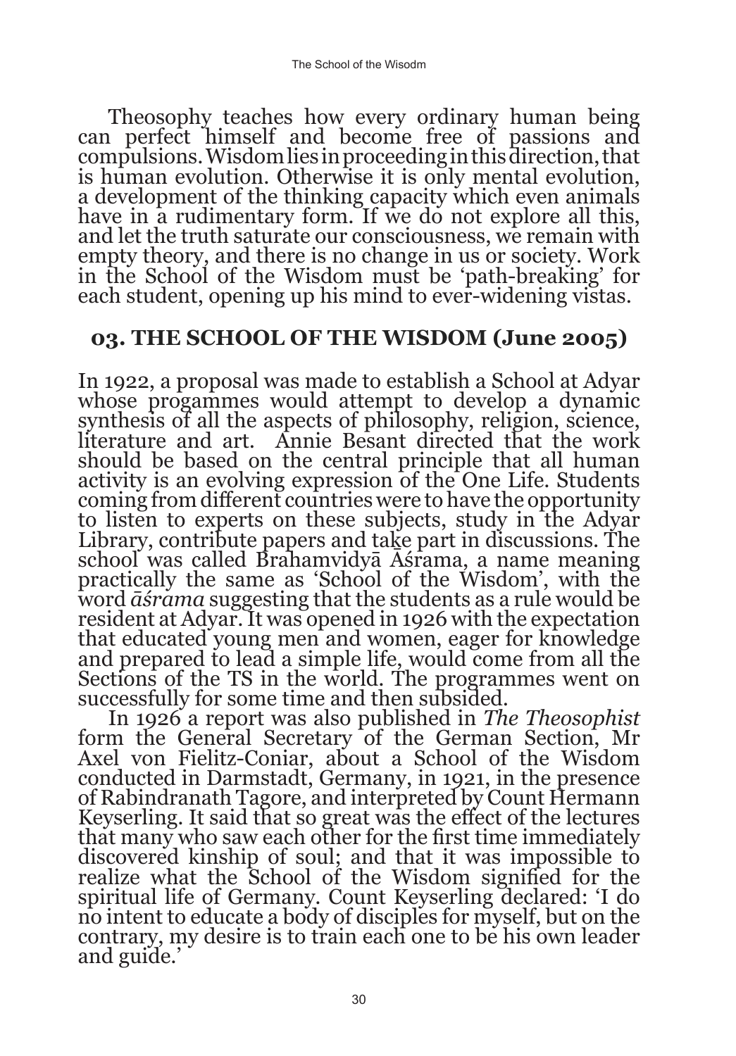Theosophy teaches how every ordinary human being can perfect himself and become free of passions and compulsions. Wisdom lies in proceeding in this direction, that is human evolution. Otherwise it is only mental evolution, a development of the thinking capacity which even animals have in a rudimentary form. If we do not explore all this, and let the truth saturate our consciousness, we remain with empty theory, and there is no change in us or society. Work in the School of the Wisdom must be 'path-breaking' for each student, opening up his mind to ever-widening vistas.

## 03. THE SCHOOL OF THE WISDOM (June 2005)

In 1922, a proposal was made to establish a School at Adyar whose progammes would attempt to develop a dynamic synthesis of all the aspects of philosophy, religion, science, literature and art. Annie Besant directed that the work should be based on the central principle that all human activity is an evolving expression of the One Life. Students coming from different countries were to have the opportunity to listen to experts on these subjects, study in the Adyar Library, contribute papers and take part in discussions. The school was called Brahamvidyā Āśrama, a name meaning practically the same as 'School of the Wisdom', with the word *āśrama* suggesting that the students as a rule would be resident at Adyar. It was opened in 1926 with the expectation that educated young men and women, eager for knowledge and prepared to lead a simple life, would come from all the Sections of the TS in the world. The programmes went on successfully for some time and then subsided.

In 1926 a report was also published in *The Theosophist* form the General Secretary of the German Section, Mr Axel von Fielitz-Coniar, about a School of the Wisdom conducted in Darmstadt, Germany, in 1921, in the presence of Rabindranath Tagore, and interpreted by Count Hermann Keyserling. It said that so great was the effect of the lectures that many who saw each other for the first time immediately discovered kinship of soul; and that it was impossible to realize what the School of the Wisdom signified for the spiritual life of Germany. Count Keyserling declared: 'I do no intent to educate a body of disciples for myself, but on the contrary, my desire is to train each one to be his own leader and guide.'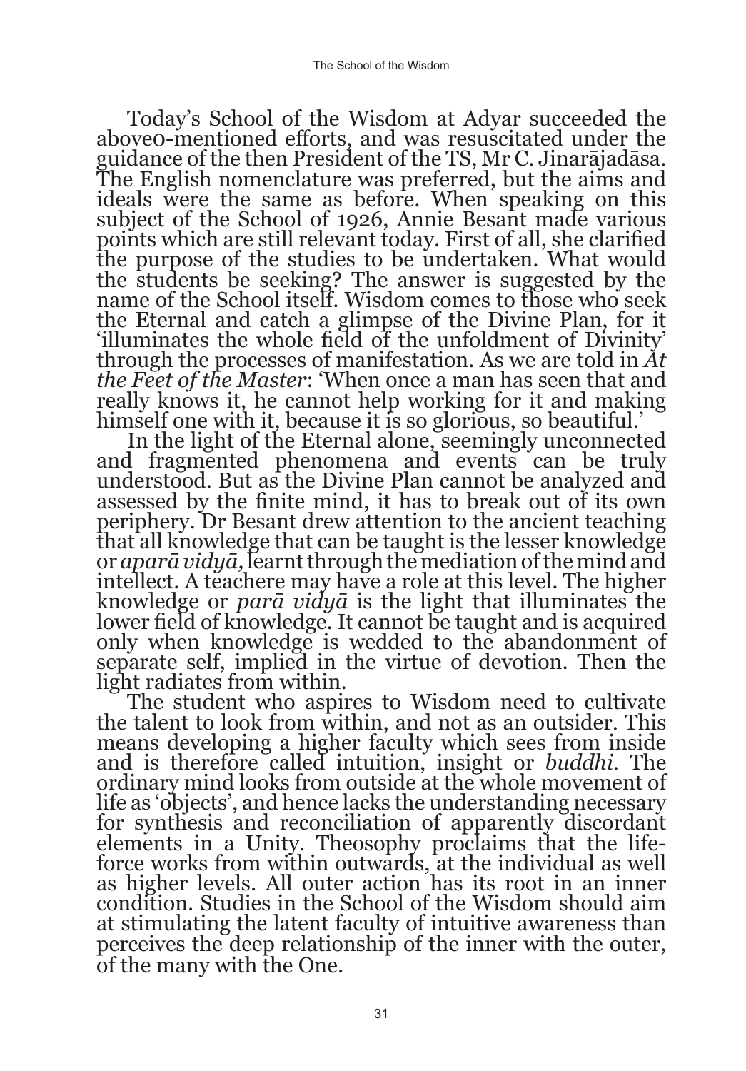Today's School of the Wisdom at Adyar succeeded the above0-mentioned efforts, and was resuscitated under the guidance of the then President of the TS, Mr C. Jinarājadāsa. The English nomenclature was preferred, but the aims and ideals were the same as before. When speaking on this subject of the School of 1926, Annie Besant made various points which are still relevant today. First of all, she clarified the purpose of the studies to be undertaken. What would the students be seeking? The answer is suggested by the name of the School itself. Wisdom comes to those who seek the Eternal and catch a glimpse of the Divine Plan, for it 'illuminates the whole field of the unfoldment of Divinity' through the processes of manifestation. As we are told in *At the Feet of the Master*: 'When once a man has seen that and really knows it, he cannot help working for it and making himself one with it, because it is so glorious, so beautiful.'

In the light of the Eternal alone, seemingly unconnected and fragmented phenomena and events can be truly understood. But as the Divine Plan cannot be analyzed and assessed by the finite mind, it has to break out of its own periphery. Dr Besant drew attention to the ancient teaching that all knowledge that can be taught is the lesser knowledge or *aparā vidyā*, learnt through the mediation of the mind and intellect. A teachere may have a role at this level. The higher knowledge or *parā vidyā* is the light that illuminates the lower field of knowledge. It cannot be taught and is acquired only when knowledge is wedded to the abandonment of separate self, implied in the virtue of devotion. Then the light radiates from within.

The student who aspires to Wisdom need to cultivate the talent to look from within, and not as an outsider. This means developing a higher faculty which sees from inside and is therefore called intuition, insight or *buddhi*. The ordinary mind looks from outside at the whole movement of life as 'objects', and hence lacks the understanding necessary for synthesis and reconciliation of apparently discordant elements in a Unity. Theosophy proclaims that the life-force works from within outwards, at the individual as well as higher levels. All outer action has its root in an inner condition. Studies in the School of the Wisdom should aim at stimulating the latent faculty of intuitive awareness than perceives the deep relationship of the inner with the outer, of the many with the One.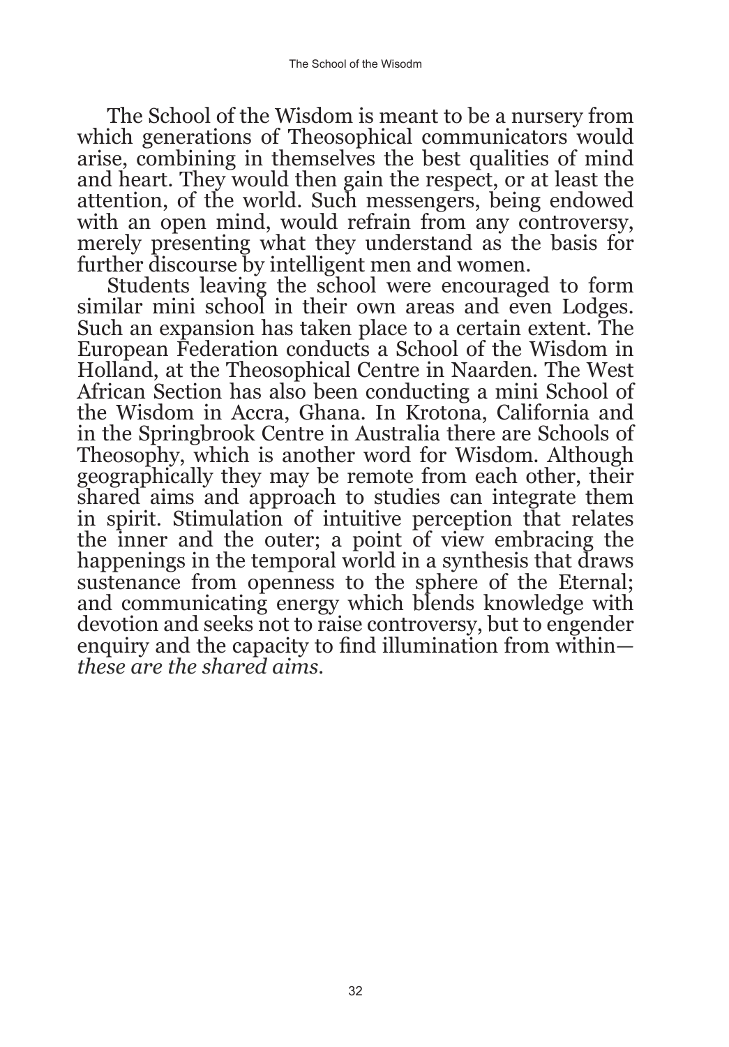The School of the Wisdom is meant to be a nursery from which generations of Theosophical communicators would arise, combining in themselves the best qualities of mind and heart. They would then gain the respect, or at least the attention, of the world. Such messengers, being endowed with an open mind, would refrain from any controversy, merely presenting what they understand as the basis for further discourse by intelligent men and women.

Students leaving the school were encouraged to form similar mini school in their own areas and even Lodges. Such an expansion has taken place to a certain extent. The European Federation conducts a School of the Wisdom in Holland, at the Theosophical Centre in Naarden. The West African Section has also been conducting a mini School of the Wisdom in Accra, Ghana. In Krotona, California and in the Springbrook Centre in Australia there are Schools of Theosophy, which is another word for Wisdom. Although geographically they may be remote from each other, their shared aims and approach to studies can integrate them in spirit. Stimulation of intuitive perception that relates the inner and the outer; a point of view embracing the happenings in the temporal world in a synthesis that draws sustenance from openness to the sphere of the Eternal; and communicating energy which blends knowledge with devotion and seeks not to raise controversy, but to engender enquiry and the capacity to find illumination from within—*these are the shared aims.*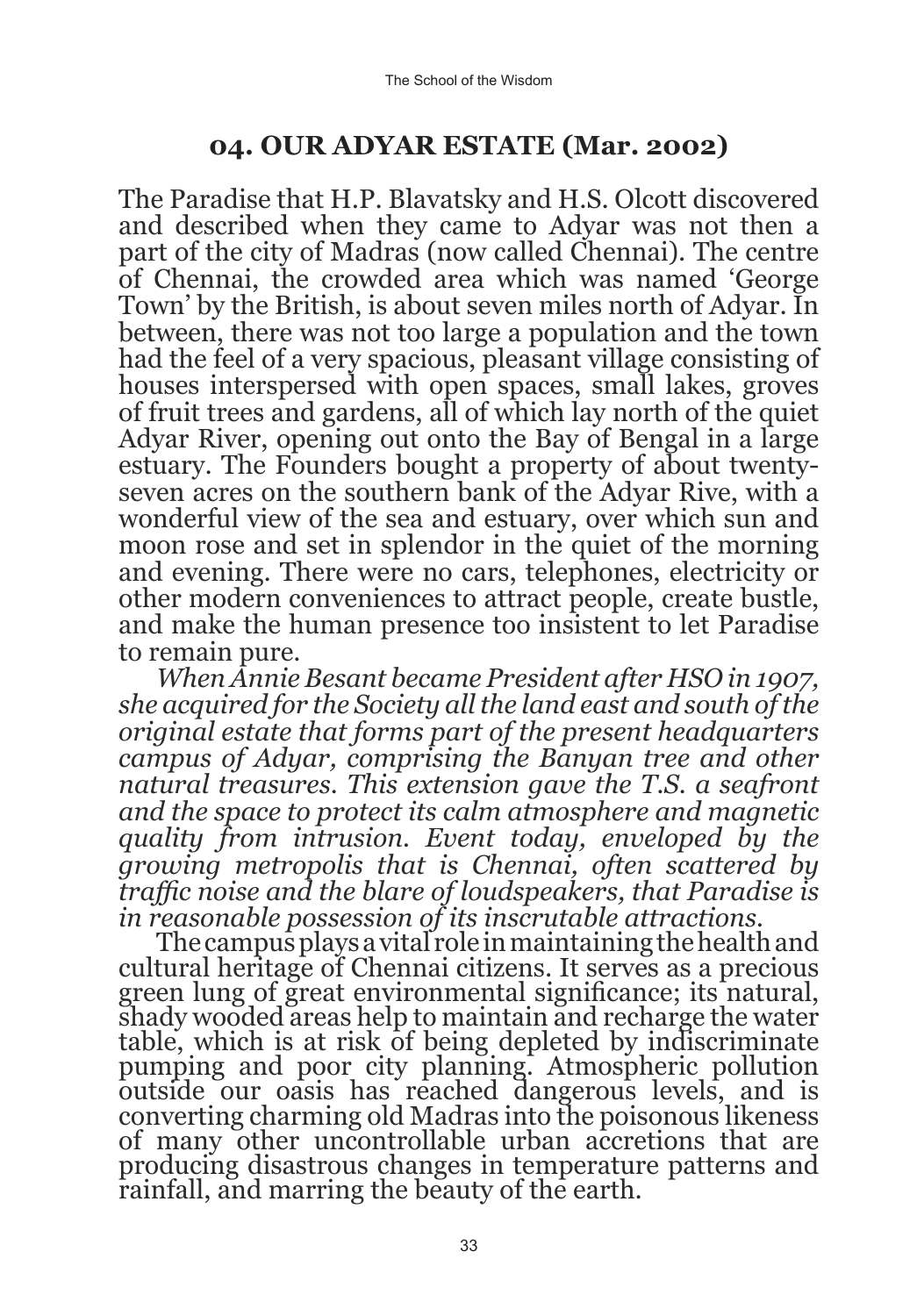## 04. OUR ADYAR ESTATE (Mar. 2002)

The Paradise that H.P. Blavatsky and H.S. Olcott discovered and described when they came to Adyar was not then a part of the city of Madras (now called Chennai). The centre of Chennai, the crowded area which was named 'George Town' by the British, is about seven miles north of Adyar. In between, there was not too large a population and the town had the feel of a very spacious, pleasant village consisting of houses interspersed with open spaces, small lakes, groves of fruit trees and gardens, all of which lay north of the quiet Adyar River, opening out onto the Bay of Bengal in a large estuary. The Founders bought a property of about twenty-seven acres on the southern bank of the Adyar Rive, with a wonderful view of the sea and estuary, over which sun and moon rose and set in splendor in the quiet of the morning and evening. There were no cars, telephones, electricity or other modern conveniences to attract people, create bustle, and make the human presence too insistent to let Paradise to remain pure.

*When Annie Besant became President after HSO in 1907, she acquired for the Society all the land east and south of the original estate that forms part of the present headquarters campus of Adyar, comprising the Banyan tree and other natural treasures. This extension gave the T.S. a seafront and the space to protect its calm atmosphere and magnetic quality from intrusion. Event today, enveloped by the growing metropolis that is Chennai, often scattered by traffic noise and the blare of loudspeakers, that Paradise is in reasonable possession of its inscrutable attractions.*

The campus plays a vital role in maintaining the health and cultural heritage of Chennai citizens. It serves as a precious green lung of great environmental significance; its natural, shady wooded areas help to maintain and recharge the water table, which is at risk of being depleted by indiscriminate pumping and poor city planning. Atmospheric pollution outside our oasis has reached dangerous levels, and is converting charming old Madras into the poisonous likeness of many other uncontrollable urban accretions that are producing disastrous changes in temperature patterns and rainfall, and marring the beauty of the earth.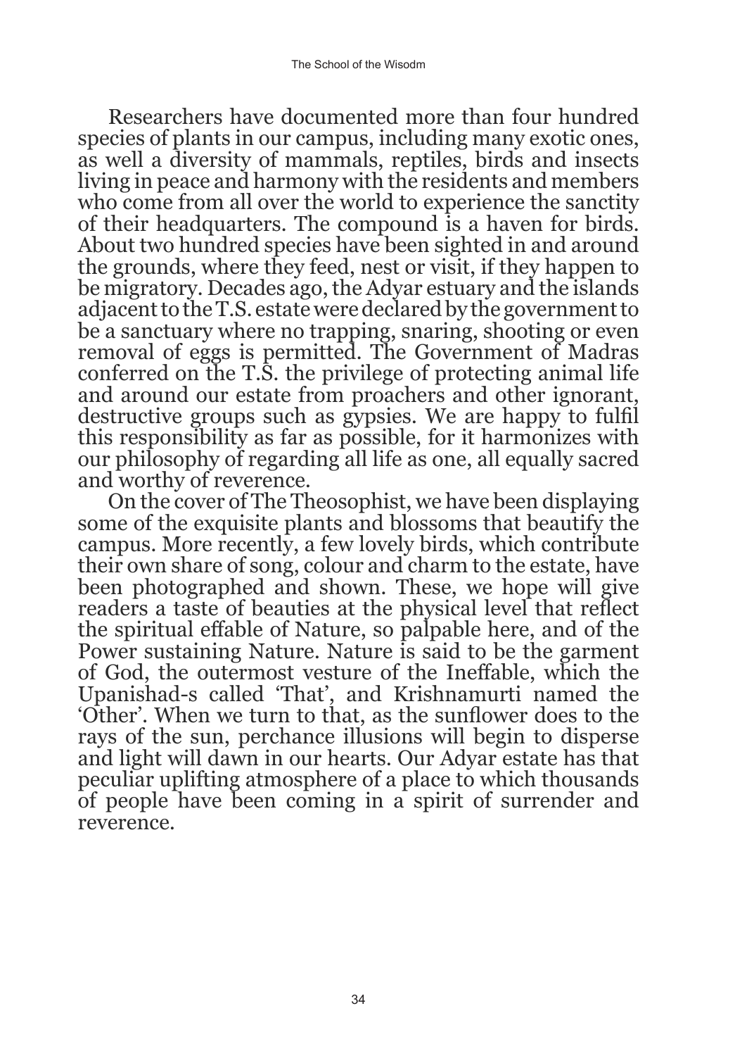Researchers have documented more than four hundred species of plants in our campus, including many exotic ones, as well a diversity of mammals, reptiles, birds and insects living in peace and harmony with the residents and members who come from all over the world to experience the sanctity of their headquarters. The compound is a haven for birds. About two hundred species have been sighted in and around the grounds, where they feed, nest or visit, if they happen to be migratory. Decades ago, the Adyar estuary and the islands adjacent to the T.S. estate were declared by the government to be a sanctuary where no trapping, snaring, shooting or even removal of eggs is permitted. The Government of Madras conferred on the T.S. the privilege of protecting animal life and around our estate from proachers and other ignorant, destructive groups such as gypsies. We are happy to fulfil this responsibility as far as possible, for it harmonizes with our philosophy of regarding all life as one, all equally sacred and worthy of reverence.

On the cover of The Theosophist, we have been displaying some of the exquisite plants and blossoms that beautify the campus. More recently, a few lovely birds, which contribute their own share of song, colour and charm to the estate, have been photographed and shown. These, we hope will give readers a taste of beauties at the physical level that reflect the spiritual effable of Nature, so palpable here, and of the Power sustaining Nature. Nature is said to be the garment of God, the outermost vesture of the Ineffable, which the Upanishad-s called 'That', and Krishnamurti named the 'Other'. When we turn to that, as the sunflower does to the rays of the sun, perchance illusions will begin to disperse and light will dawn in our hearts. Our Adyar estate has that peculiar uplifting atmosphere of a place to which thousands of people have been coming in a spirit of surrender and reverence.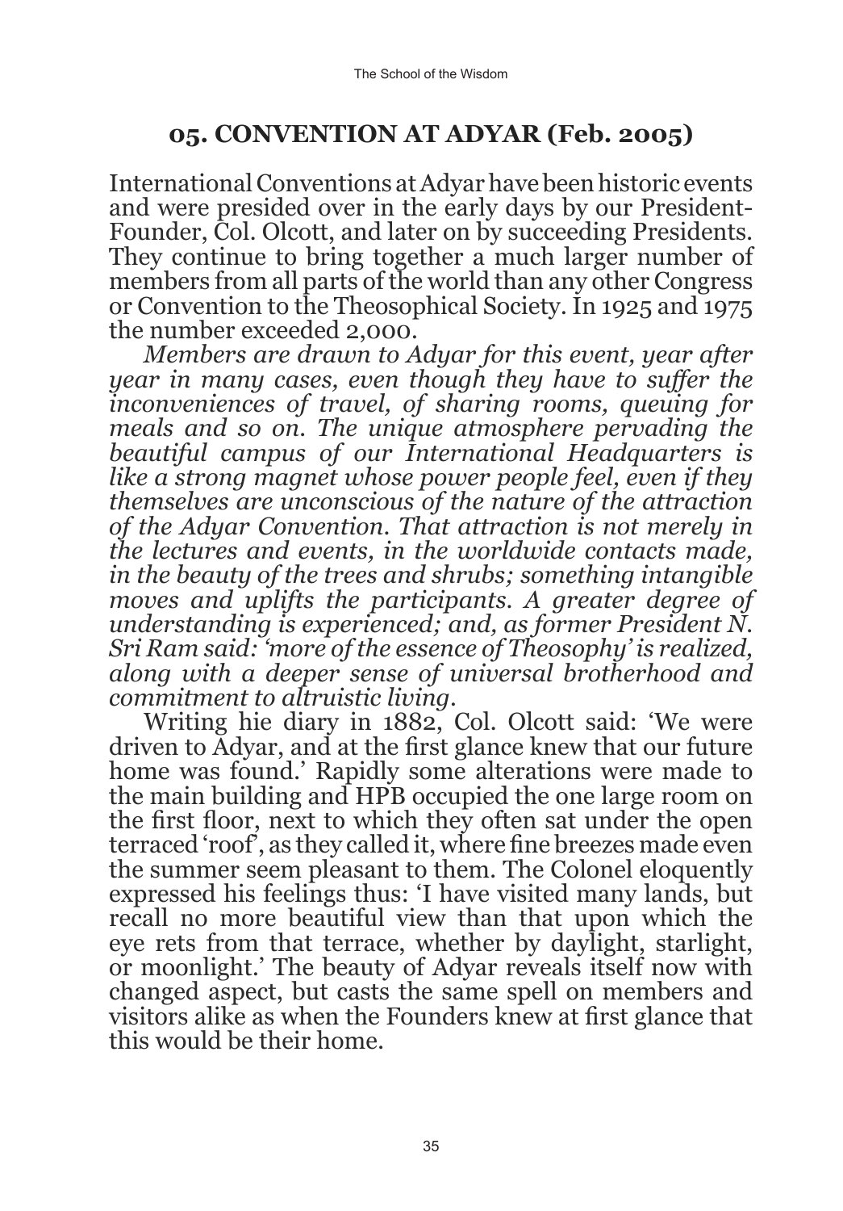## 05. CONVENTION AT ADYAR (Feb. 2005)

International Conventions at Adyar have been historic events and were presided over in the early days by our President-Founder, Col. Olcott, and later on by succeeding Presidents. They continue to bring together a much larger number of members from all parts of the world than any other Congress or Convention to the Theosophical Society. In 1925 and 1975 the number exceeded 2,000.

*Members are drawn to Adyar for this event, year after year in many cases, even though they have to suffer the inconveniences of travel, of sharing rooms, queuing for meals and so on. The unique atmosphere pervading the beautiful campus of our International Headquarters is like a strong magnet whose power people feel, even if they themselves are unconscious of the nature of the attraction of the Adyar Convention. That attraction is not merely in the lectures and events, in the worldwide contacts made, in the beauty of the trees and shrubs; something intangible moves and uplifts the participants. A greater degree of understanding is experienced; and, as former President N. Sri Ram said: 'more of the essence of Theosophy' is realized, along with a deeper sense of universal brotherhood and commitment to altruistic living.*

Writing hie diary in 1882, Col. Olcott said: 'We were driven to Adyar, and at the first glance knew that our future home was found.' Rapidly some alterations were made to the main building and HPB occupied the one large room on the first floor, next to which they often sat under the open terraced 'roof', as they called it, where fine breezes made even the summer seem pleasant to them. The Colonel eloquently expressed his feelings thus: 'I have visited many lands, but recall no more beautiful view than that upon which the eye rets from that terrace, whether by daylight, starlight, or moonlight.' The beauty of Adyar reveals itself now with changed aspect, but casts the same spell on members and visitors alike as when the Founders knew at first glance that this would be their home.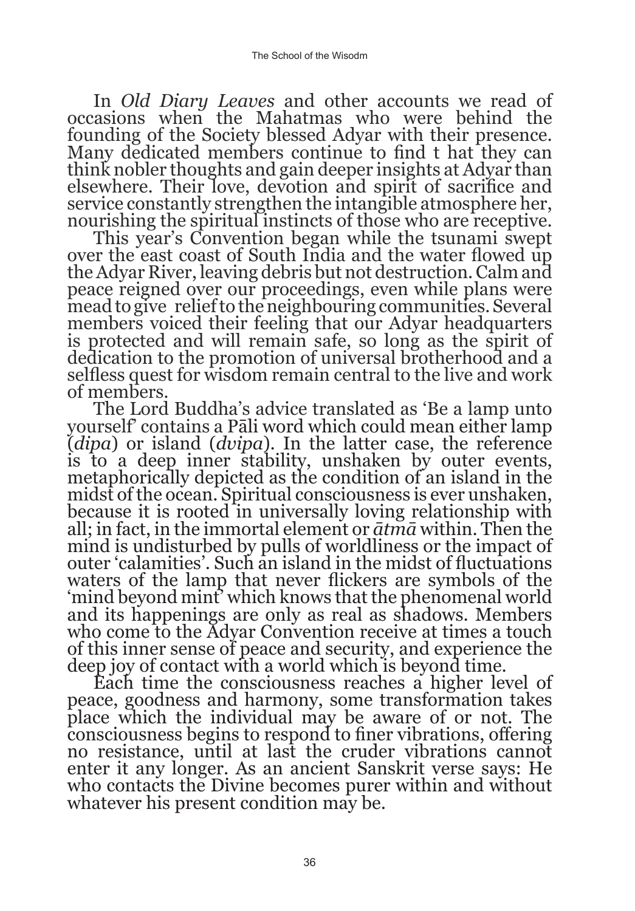In *Old Diary Leaves* and other accounts we read of occasions when the Mahatmas who were behind the founding of the Society blessed Adyar with their presence. Many dedicated members continue to find t hat they can think nobler thoughts and gain deeper insights at Adyar than elsewhere. Their love, devotion and spirit of sacrifice and service constantly strengthen the intangible atmosphere her, nourishing the spiritual instincts of those who are receptive.

This year's Convention began while the tsunami swept over the east coast of South India and the water flowed up the Adyar River, leaving debris but not destruction. Calm and peace reigned over our proceedings, even while plans were mead to give relief to the neighbouring communities. Several members voiced their feeling that our Adyar headquarters is protected and will remain safe, so long as the spirit of dedication to the promotion of universal brotherhood and a selfless quest for wisdom remain central to the live and work of members.

The Lord Buddha's advice translated as 'Be a lamp unto yourself' contains a Pāli word which could mean either lamp (*dipa*) or island (*dvipa*). In the latter case, the reference is to a deep inner stability, unshaken by outer events, metaphorically depicted as the condition of an island in the midst of the ocean. Spiritual consciousness is ever unshaken, because it is rooted in universally loving relationship with all; in fact, in the immortal element or *ātmā* within. Then the mind is undisturbed by pulls of worldliness or the impact of outer 'calamities'. Such an island in the midst of fluctuations waters of the lamp that never flickers are symbols of the 'mind beyond mint' which knows that the phenomenal world and its happenings are only as real as shadows. Members who come to the Adyar Convention receive at times a touch of this inner sense of peace and security, and experience the deep joy of contact with a world which is beyond time.

Each time the consciousness reaches a higher level of peace, goodness and harmony, some transformation takes place which the individual may be aware of or not. The consciousness begins to respond to finer vibrations, offering no resistance, until at last the cruder vibrations cannot enter it any longer. As an ancient Sanskrit verse says: He who contacts the Divine becomes purer within and without whatever his present condition may be.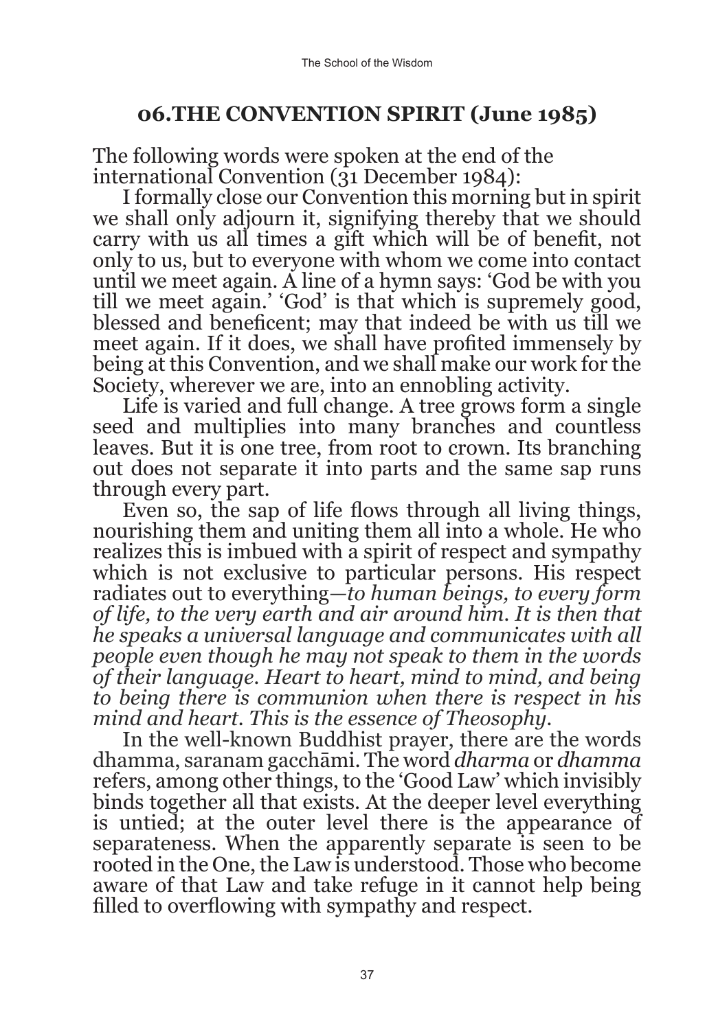## 06.THE CONVENTION SPIRIT (June 1985)

The following words were spoken at the end of the international Convention (31 December 1984):

I formally close our Convention this morning but in spirit we shall only adjourn it, signifying thereby that we should carry with us all times a gift which will be of benefit, not only to us, but to everyone with whom we come into contact until we meet again. A line of a hymn says: 'God be with you till we meet again.' 'God' is that which is supremely good, blessed and beneficent; may that indeed be with us till we meet again. If it does, we shall have profited immensely by being at this Convention, and we shall make our work for the Society, wherever we are, into an ennobling activity.

Life is varied and full change. A tree grows form a single seed and multiplies into many branches and countless leaves. But it is one tree, from root to crown. Its branching out does not separate it into parts and the same sap runs through every part.

Even so, the sap of life flows through all living things, nourishing them and uniting them all into a whole. He who realizes this is imbued with a spirit of respect and sympathy which is not exclusive to particular persons. His respect radiates out to everything—*to human beings, to every form of life, to the very earth and air around him. It is then that he speaks a universal language and communicates with all people even though he may not speak to them in the words of their language. Heart to heart, mind to mind, and being to being there is communion when there is respect in his mind and heart. This is the essence of Theosophy.*

In the well-known Buddhist prayer, there are the words dhamma, saranam gacchāmi. The word *dharma* or *dhamma* refers, among other things, to the 'Good Law' which invisibly binds together all that exists. At the deeper level everything is untied; at the outer level there is the appearance of separateness. When the apparently separate is seen to be rooted in the One, the Law is understood. Those who become aware of that Law and take refuge in it cannot help being filled to overflowing with sympathy and respect.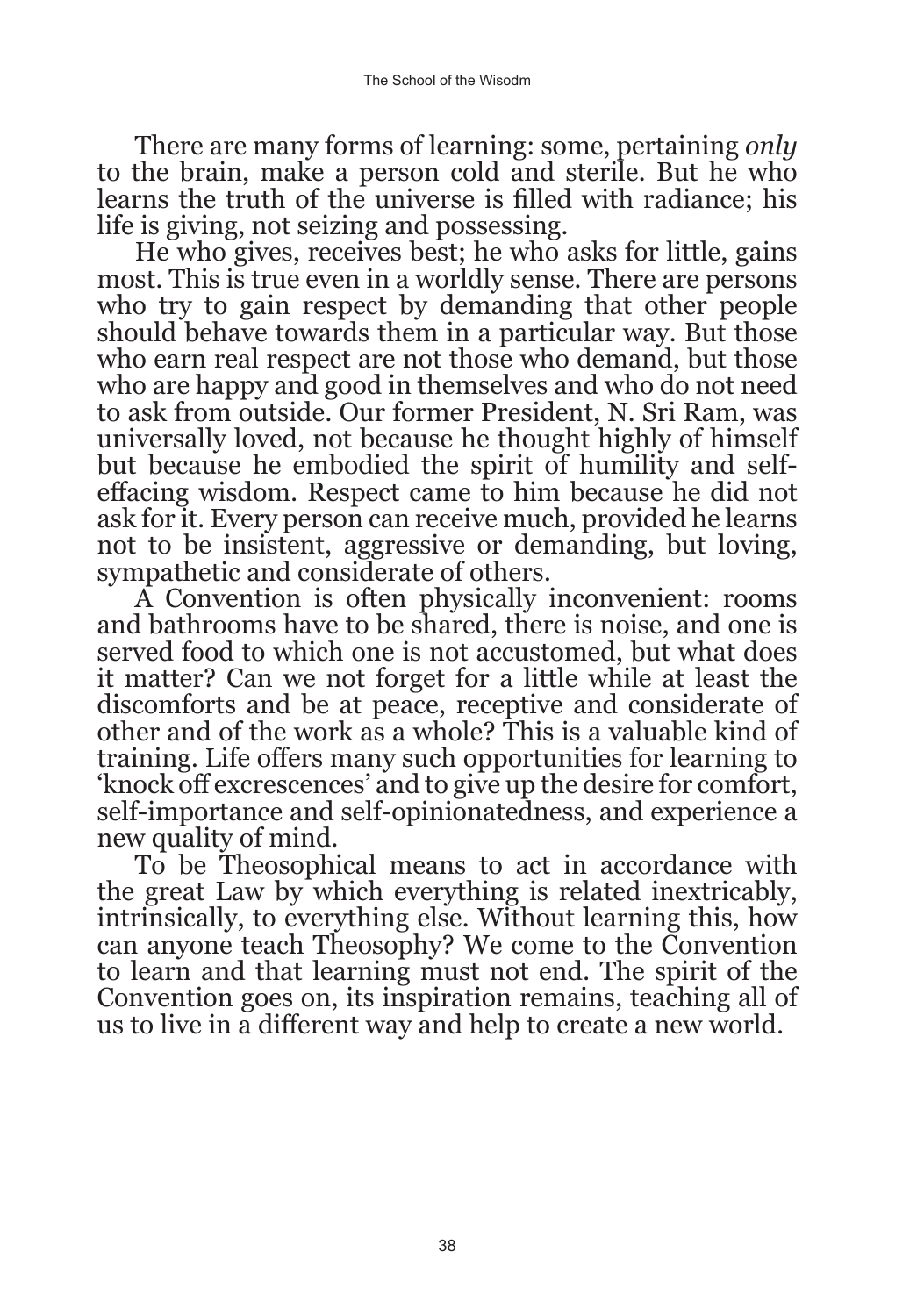There are many forms of learning: some, pertaining *only* to the brain, make a person cold and sterile. But he who learns the truth of the universe is filled with radiance; his life is giving, not seizing and possessing.

He who gives, receives best; he who asks for little, gains most. This is true even in a worldly sense. There are persons who try to gain respect by demanding that other people should behave towards them in a particular way. But those who earn real respect are not those who demand, but those who are happy and good in themselves and who do not need to ask from outside. Our former President, N. Sri Ram, was universally loved, not because he thought highly of himself but because he embodied the spirit of humility and self-effacing wisdom. Respect came to him because he did not ask for it. Every person can receive much, provided he learns not to be insistent, aggressive or demanding, but loving, sympathetic and considerate of others.

A Convention is often physically inconvenient: rooms and bathrooms have to be shared, there is noise, and one is served food to which one is not accustomed, but what does it matter? Can we not forget for a little while at least the discomforts and be at peace, receptive and considerate of other and of the work as a whole? This is a valuable kind of training. Life offers many such opportunities for learning to 'knock off excrescences' and to give up the desire for comfort, self-importance and self-opinionatedness, and experience a new quality of mind.

To be Theosophical means to act in accordance with the great Law by which everything is related inextricably, intrinsically, to everything else. Without learning this, how can anyone teach Theosophy? We come to the Convention to learn and that learning must not end. The spirit of the Convention goes on, its inspiration remains, teaching all of us to live in a different way and help to create a new world.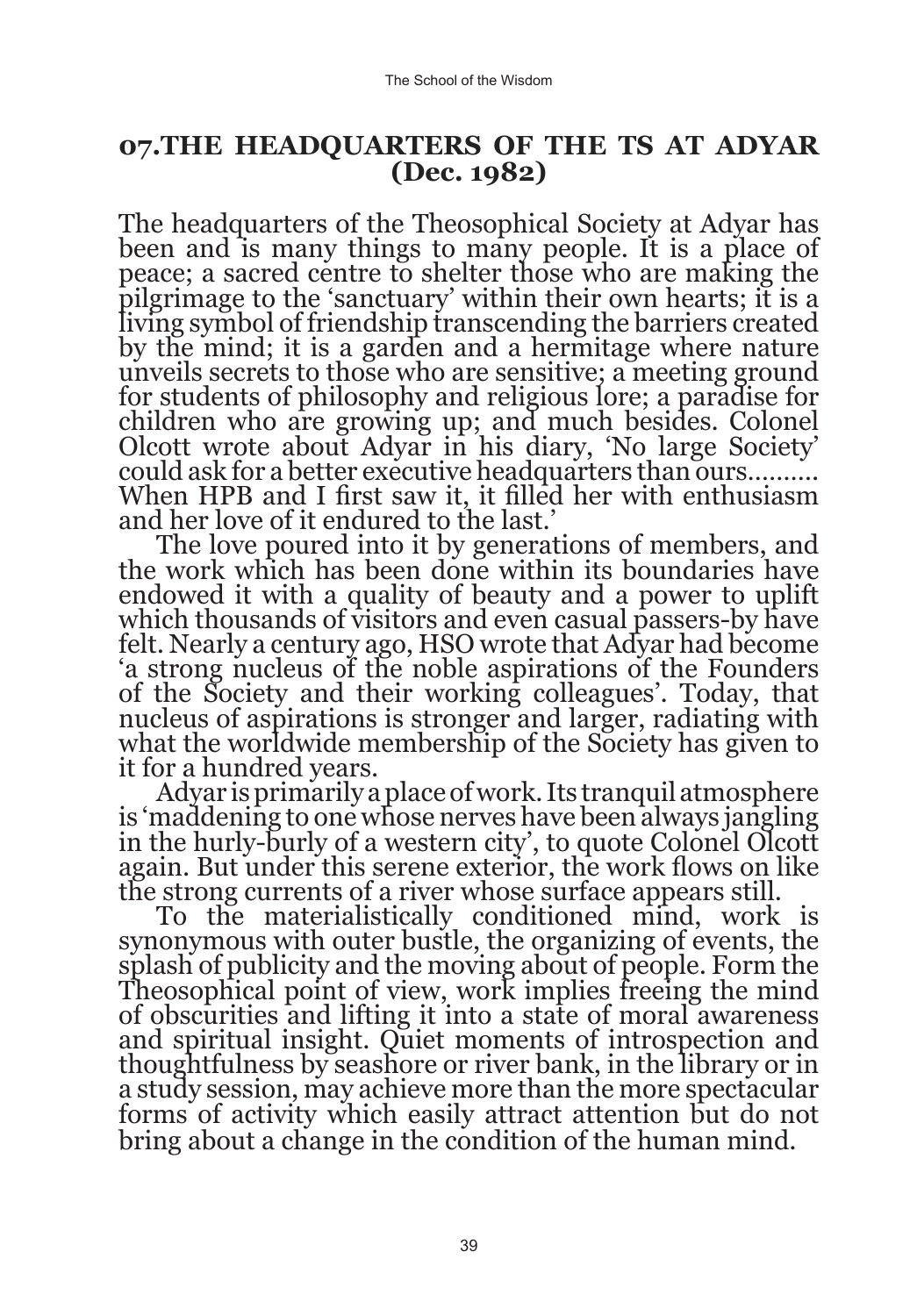## 07.THE HEADQUARTERS OF THE TS AT ADYAR (Dec. 1982)

The headquarters of the Theosophical Society at Adyar has been and is many things to many people. It is a place of peace; a sacred centre to shelter those who are making the pilgrimage to the 'sanctuary' within their own hearts; it is a living symbol of friendship transcending the barriers created by the mind; it is a garden and a hermitage where nature unveils secrets to those who are sensitive; a meeting ground for students of philosophy and religious lore; a paradise for children who are growing up; and much besides. Colonel Olcott wrote about Adyar in his diary, 'No large Society' could ask for a better executive headquarters than ours.......... When HPB and I first saw it, it filled her with enthusiasm and her love of it endured to the last.'

The love poured into it by generations of members, and the work which has been done within its boundaries have endowed it with a quality of beauty and a power to uplift which thousands of visitors and even casual passers-by have felt. Nearly a century ago, HSO wrote that Adyar had become 'a strong nucleus of the noble aspirations of the Founders of the Society and their working colleagues'. Today, that nucleus of aspirations is stronger and larger, radiating with what the worldwide membership of the Society has given to it for a hundred years.

Adyar is primarily a place of work. Its tranquil atmosphere is 'maddening to one whose nerves have been always jangling in the hurly-burly of a western city', to quote Colonel Olcott again. But under this serene exterior, the work flows on like the strong currents of a river whose surface appears still.

To the materialistically conditioned mind, work is synonymous with outer bustle, the organizing of events, the splash of publicity and the moving about of people. Form the Theosophical point of view, work implies freeing the mind of obscurities and lifting it into a state of moral awareness and spiritual insight. Quiet moments of introspection and thoughtfulness by seashore or river bank, in the library or in a study session, may achieve more than the more spectacular forms of activity which easily attract attention but do not bring about a change in the condition of the human mind.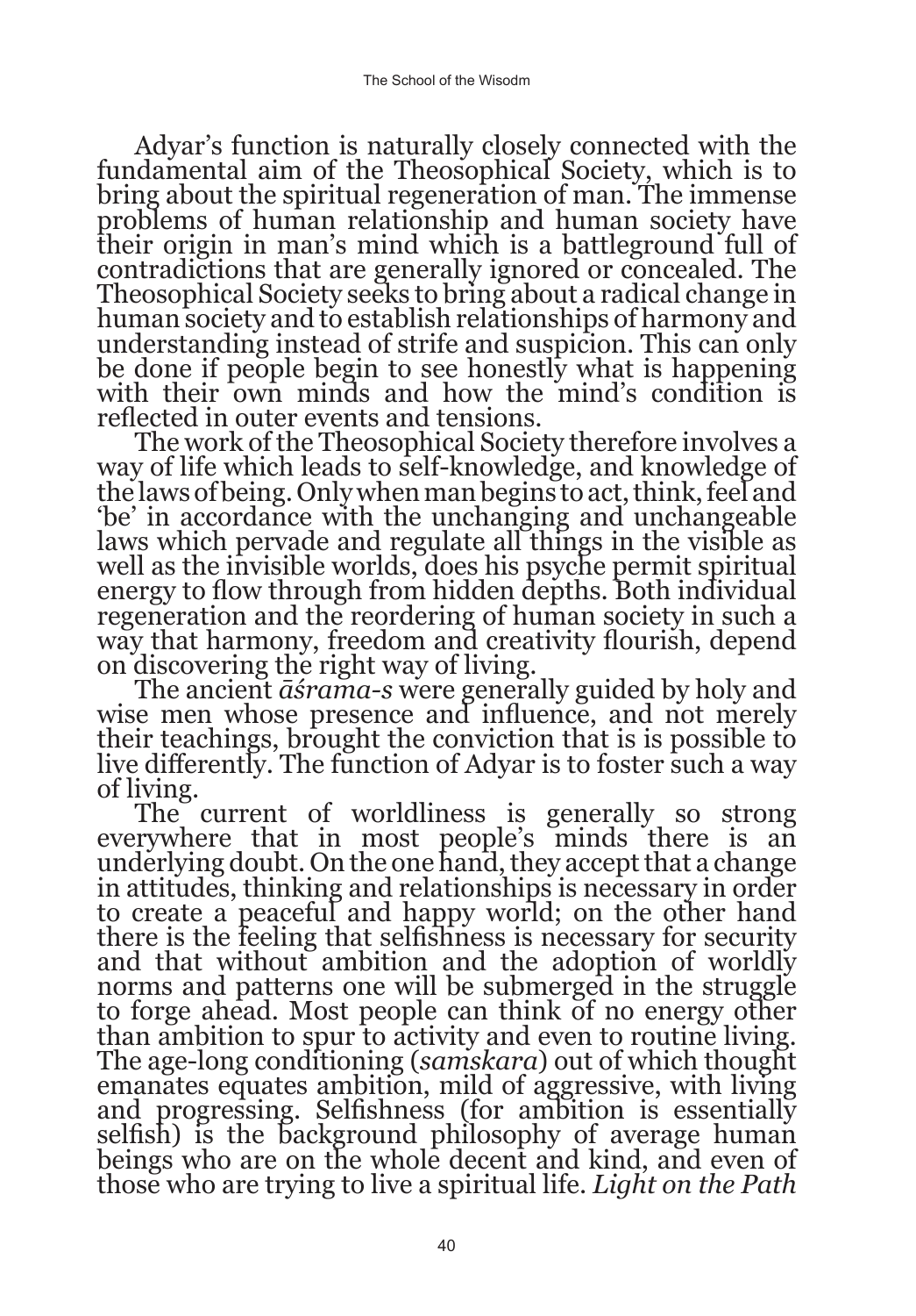Adyar's function is naturally closely connected with the fundamental aim of the Theosophical Society, which is to bring about the spiritual regeneration of man. The immense problems of human relationship and human society have their origin in man's mind which is a battleground full of contradictions that are generally ignored or concealed. The Theosophical Society seeks to bring about a radical change in human society and to establish relationships of harmony and understanding instead of strife and suspicion. This can only be done if people begin to see honestly what is happening with their own minds and how the mind's condition is reflected in outer events and tensions.

The work of the Theosophical Society therefore involves a way of life which leads to self-knowledge, and knowledge of the laws of being. Only when man begins to act, think, feel and 'be' in accordance with the unchanging and unchangeable laws which pervade and regulate all things in the visible as well as the invisible worlds, does his psyche permit spiritual energy to flow through from hidden depths. Both individual regeneration and the reordering of human society in such a way that harmony, freedom and creativity flourish, depend on discovering the right way of living.

The ancient *āśrama-s* were generally guided by holy and wise men whose presence and influence, and not merely their teachings, brought the conviction that is is possible to live differently. The function of Adyar is to foster such a way of living.

The current of worldliness is generally so strong everywhere that in most people's minds there is an underlying doubt. On the one hand, they accept that a change in attitudes, thinking and relationships is necessary in order to create a peaceful and happy world; on the other hand there is the feeling that selfishness is necessary for security and that without ambition and the adoption of worldly norms and patterns one will be submerged in the struggle to forge ahead. Most people can think of no energy other than ambition to spur to activity and even to routine living. The age-long conditioning (*samskara*) out of which thought emanates equates ambition, mild of aggressive, with living and progressing. Selfishness (for ambition is essentially selfish) is the background philosophy of average human beings who are on the whole decent and kind, and even of those who are trying to live a spiritual life. *Light on the Path*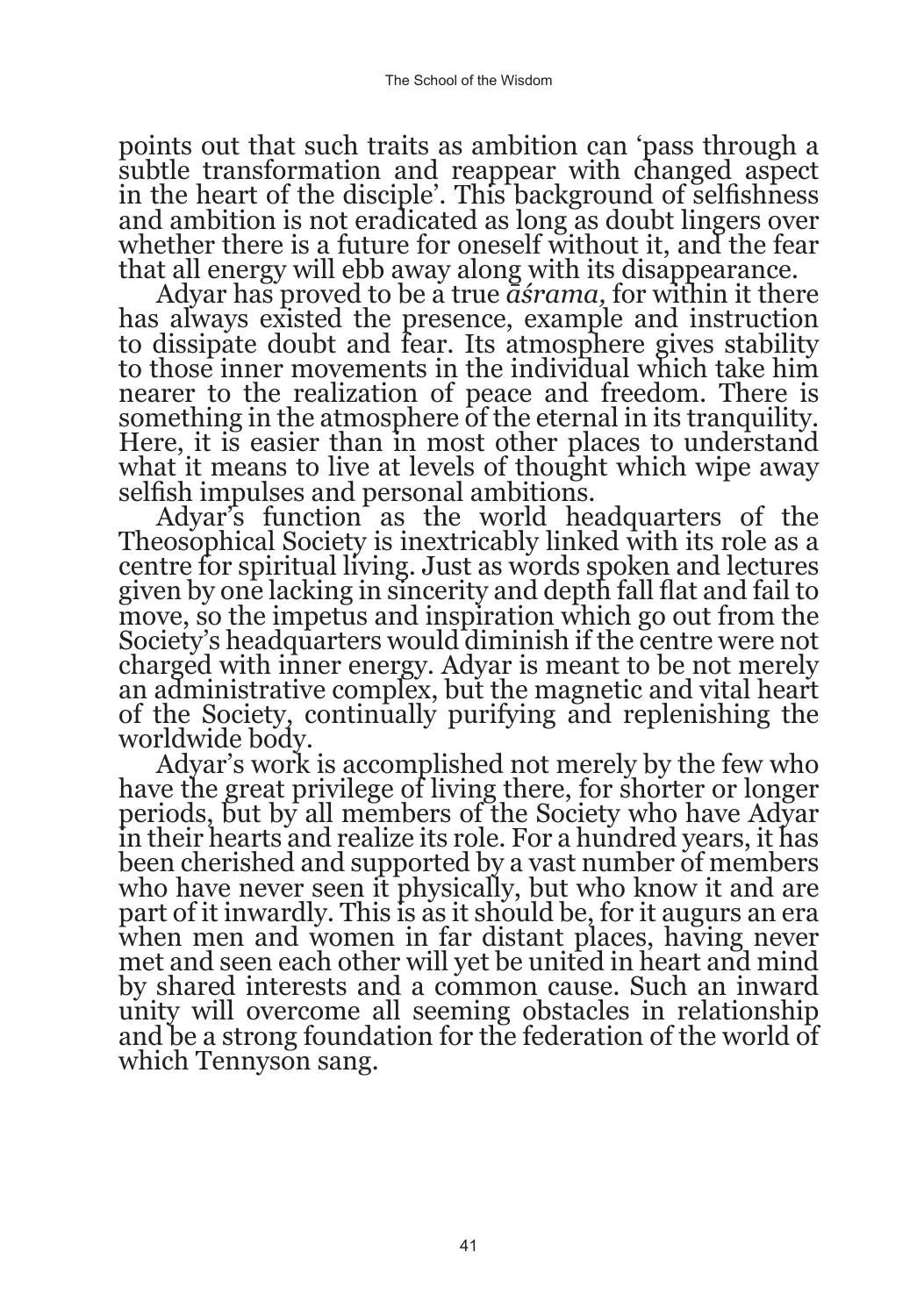points out that such traits as ambition can 'pass through a subtle transformation and reappear with changed aspect in the heart of the disciple'. This background of selfishness and ambition is not eradicated as long as doubt lingers over whether there is a future for oneself without it, and the fear that all energy will ebb away along with its disappearance.

Adyar has proved to be a true *āśrama,* for within it there has always existed the presence, example and instruction to dissipate doubt and fear. Its atmosphere gives stability to those inner movements in the individual which take him nearer to the realization of peace and freedom. There is something in the atmosphere of the eternal in its tranquility. Here, it is easier than in most other places to understand what it means to live at levels of thought which wipe away selfish impulses and personal ambitions.

Adyar's function as the world headquarters of the Theosophical Society is inextricably linked with its role as a centre for spiritual living. Just as words spoken and lectures given by one lacking in sincerity and depth fall flat and fail to move, so the impetus and inspiration which go out from the Society's headquarters would diminish if the centre were not charged with inner energy. Adyar is meant to be not merely an administrative complex, but the magnetic and vital heart of the Society, continually purifying and replenishing the worldwide body.

Adyar's work is accomplished not merely by the few who have the great privilege of living there, for shorter or longer periods, but by all members of the Society who have Adyar in their hearts and realize its role. For a hundred years, it has been cherished and supported by a vast number of members who have never seen it physically, but who know it and are part of it inwardly. This is as it should be, for it augurs an era when men and women in far distant places, having never met and seen each other will yet be united in heart and mind by shared interests and a common cause. Such an inward unity will overcome all seeming obstacles in relationship and be a strong foundation for the federation of the world of which Tennyson sang.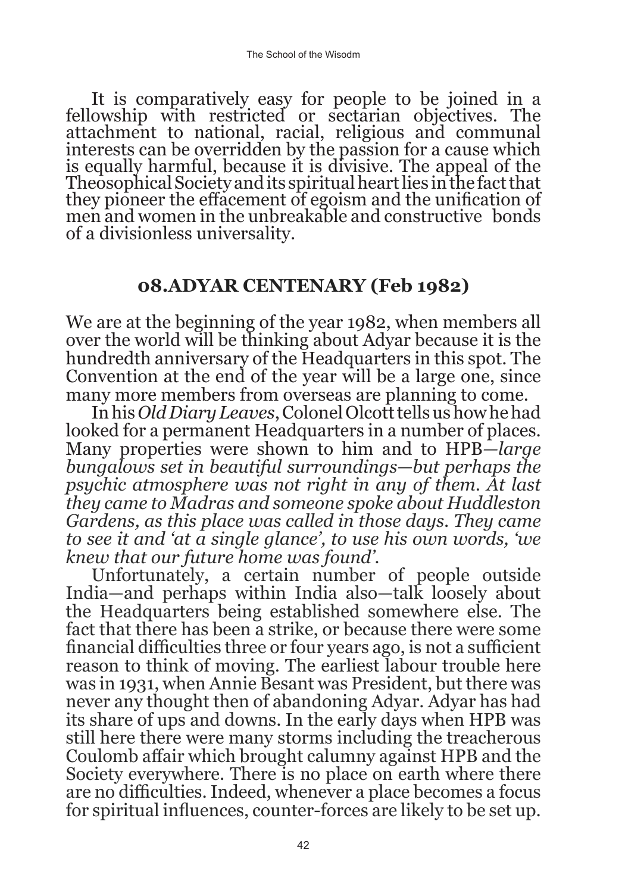It is comparatively easy for people to be joined in a fellowship with restricted or sectarian objectives. The attachment to national, racial, religious and communal interests can be overridden by the passion for a cause which is equally harmful, because it is divisive. The appeal of the Theosophical Society and its spiritual heart lies in the fact that they pioneer the effacement of egoism and the unification of men and women in the unbreakable and constructive bonds of a divisionless universality.

## 08.ADYAR CENTENARY (Feb 1982)

We are at the beginning of the year 1982, when members all over the world will be thinking about Adyar because it is the hundredth anniversary of the Headquarters in this spot. The Convention at the end of the year will be a large one, since many more members from overseas are planning to come.

In his *Old Diary Leaves*, Colonel Olcott tells us how he had looked for a permanent Headquarters in a number of places. Many properties were shown to him and to HPB—*large bungalows set in beautiful surroundings—but perhaps the psychic atmosphere was not right in any of them. At last they came to Madras and someone spoke about Huddleston Gardens, as this place was called in those days. They came to see it and 'at a single glance', to use his own words, 'we knew that our future home was found'.*

Unfortunately, a certain number of people outside India—and perhaps within India also—talk loosely about the Headquarters being established somewhere else. The fact that there has been a strike, or because there were some financial difficulties three or four years ago, is not a sufficient reason to think of moving. The earliest labour trouble here was in 1931, when Annie Besant was President, but there was never any thought then of abandoning Adyar. Adyar has had its share of ups and downs. In the early days when HPB was still here there were many storms including the treacherous Coulomb affair which brought calumny against HPB and the Society everywhere. There is no place on earth where there are no difficulties. Indeed, whenever a place becomes a focus for spiritual influences, counter-forces are likely to be set up.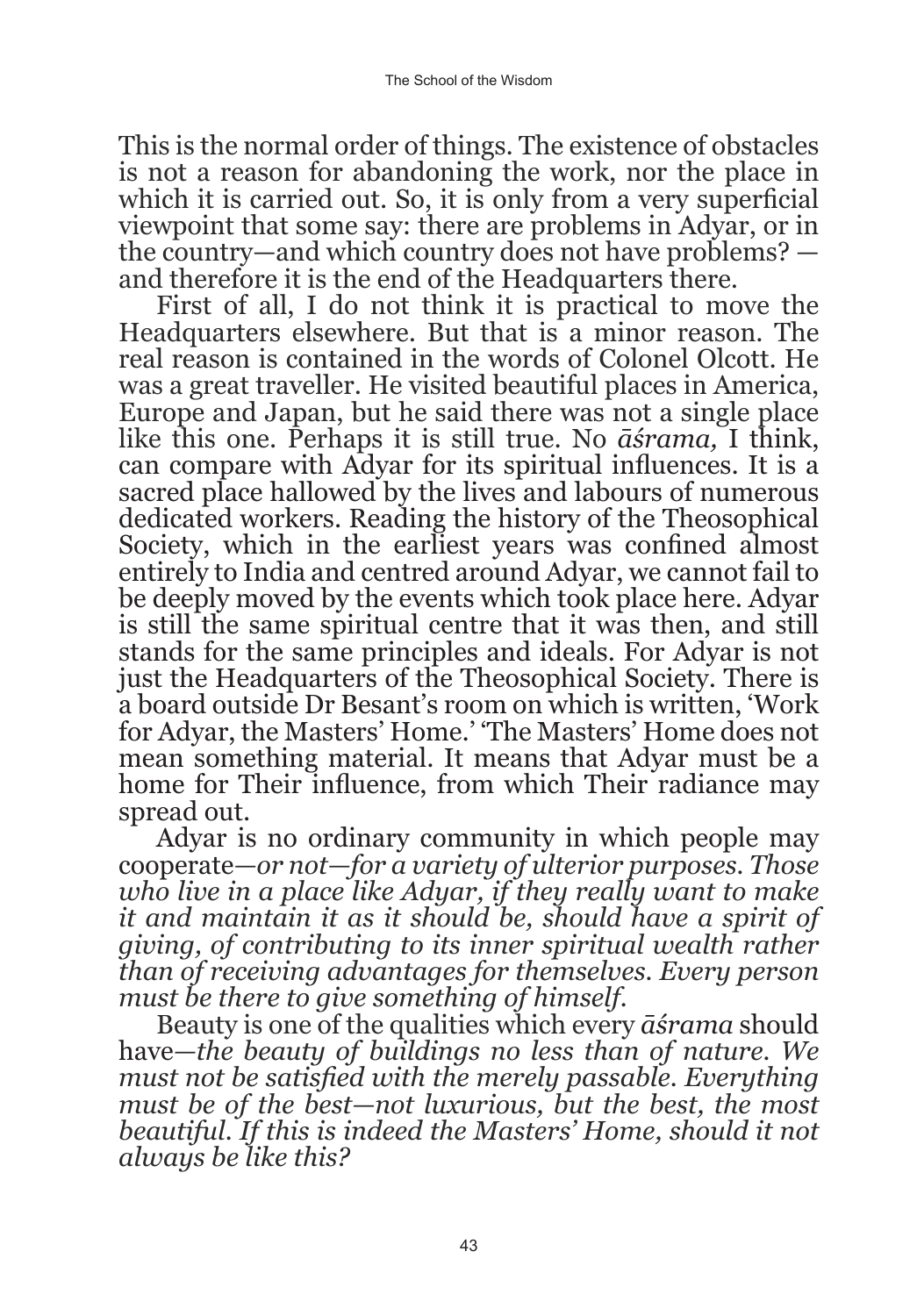This is the normal order of things. The existence of obstacles is not a reason for abandoning the work, nor the place in which it is carried out. So, it is only from a very superficial viewpoint that some say: there are problems in Adyar, or in the country—and which country does not have problems? —and therefore it is the end of the Headquarters there.

First of all, I do not think it is practical to move the Headquarters elsewhere. But that is a minor reason. The real reason is contained in the words of Colonel Olcott. He was a great traveller. He visited beautiful places in America, Europe and Japan, but he said there was not a single place like this one. Perhaps it is still true. No *āśrama,* I think, can compare with Adyar for its spiritual influences. It is a sacred place hallowed by the lives and labours of numerous dedicated workers. Reading the history of the Theosophical Society, which in the earliest years was confined almost entirely to India and centred around Adyar, we cannot fail to be deeply moved by the events which took place here. Adyar is still the same spiritual centre that it was then, and still stands for the same principles and ideals. For Adyar is not just the Headquarters of the Theosophical Society. There is a board outside Dr Besant's room on which is written, 'Work for Adyar, the Masters' Home.' 'The Masters' Home does not mean something material. It means that Adyar must be a home for Their influence, from which Their radiance may spread out.

Adyar is no ordinary community in which people may cooperate—*or not—for a variety of ulterior purposes. Those who live in a place like Adyar, if they really want to make it and maintain it as it should be, should have a spirit of giving, of contributing to its inner spiritual wealth rather than of receiving advantages for themselves. Every person must be there to give something of himself.*

Beauty is one of the qualities which every *āśrama* should have—*the beauty of buildings no less than of nature. We must not be satisfied with the merely passable. Everything must be of the best—not luxurious, but the best, the most beautiful. If this is indeed the Masters' Home, should it not always be like this?*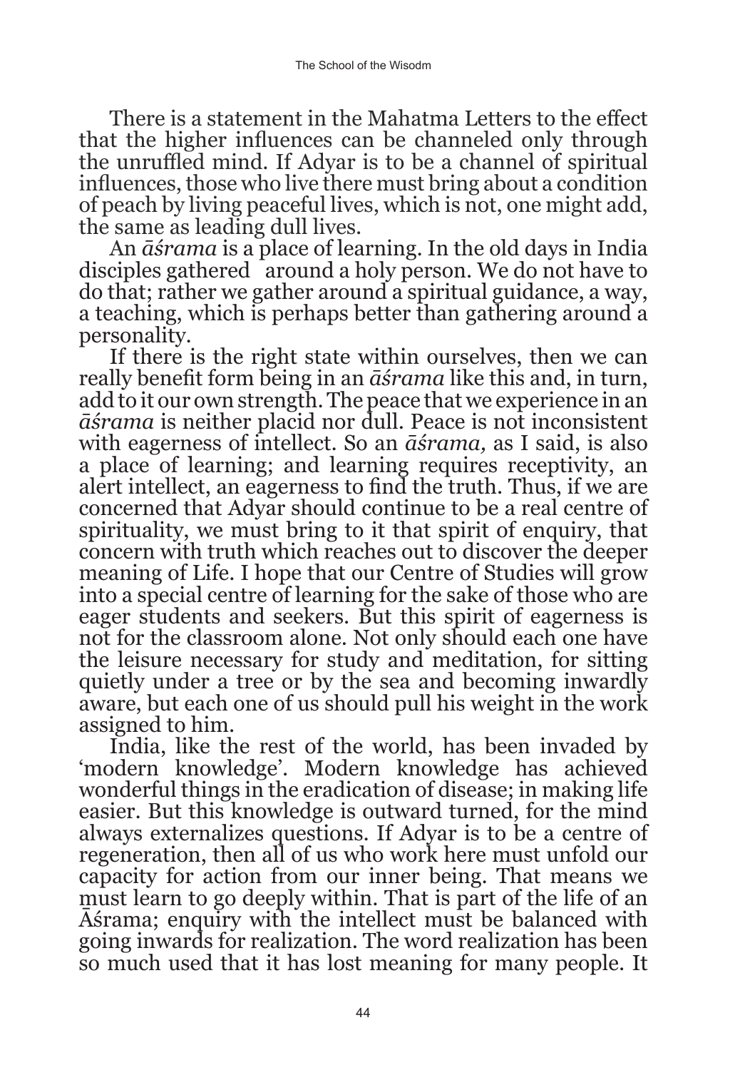There is a statement in the Mahatma Letters to the effect that the higher influences can be channeled only through the unruffled mind. If Adyar is to be a channel of spiritual influences, those who live there must bring about a condition of peach by living peaceful lives, which is not, one might add, the same as leading dull lives.

An *āśrama* is a place of learning. In the old days in India disciples gathered around a holy person. We do not have to do that; rather we gather around a spiritual guidance, a way, a teaching, which is perhaps better than gathering around a personality.

If there is the right state within ourselves, then we can really benefit form being in an *āśrama* like this and, in turn, add to it our own strength. The peace that we experience in an *āśrama* is neither placid nor dull. Peace is not inconsistent with eagerness of intellect. So an *āśrama,* as I said, is also a place of learning; and learning requires receptivity, an alert intellect, an eagerness to find the truth. Thus, if we are concerned that Adyar should continue to be a real centre of spirituality, we must bring to it that spirit of enquiry, that concern with truth which reaches out to discover the deeper meaning of Life. I hope that our Centre of Studies will grow into a special centre of learning for the sake of those who are eager students and seekers. But this spirit of eagerness is not for the classroom alone. Not only should each one have the leisure necessary for study and meditation, for sitting quietly under a tree or by the sea and becoming inwardly aware, but each one of us should pull his weight in the work assigned to him.

India, like the rest of the world, has been invaded by 'modern knowledge'. Modern knowledge has achieved wonderful things in the eradication of disease; in making life easier. But this knowledge is outward turned, for the mind always externalizes questions. If Adyar is to be a centre of regeneration, then all of us who work here must unfold our capacity for action from our inner being. That means we must learn to go deeply within. That is part of the life of an Āśrama; enquiry with the intellect must be balanced with going inwards for realization. The word realization has been so much used that it has lost meaning for many people. It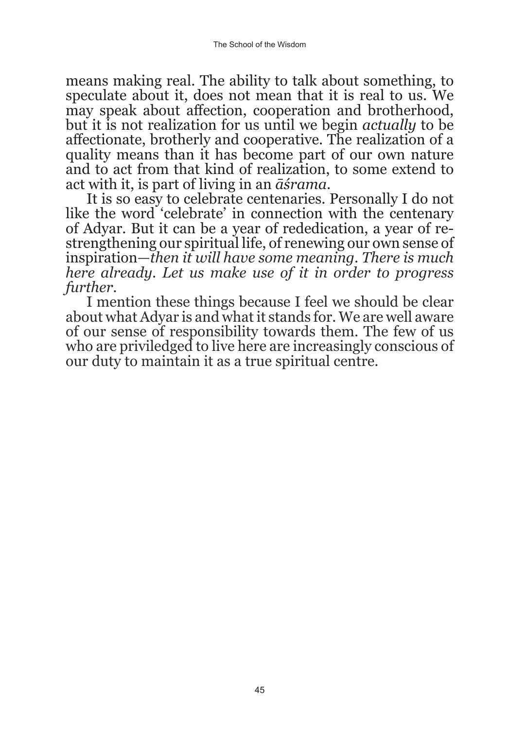means making real. The ability to talk about something, to speculate about it, does not mean that it is real to us. We may speak about affection, cooperation and brotherhood, but it is not realization for us until we begin *actually* to be affectionate, brotherly and cooperative. The realization of a quality means than it has become part of our own nature and to act from that kind of realization, to some extend to act with it, is part of living in an *āśrama*.

It is so easy to celebrate centenaries. Personally I do not like the word 'celebrate' in connection with the centenary of Adyar. But it can be a year of rededication, a year of re-strengthening our spiritual life, of renewing our own sense of inspiration—*then it will have some meaning. There is much here already. Let us make use of it in order to progress further.*

I mention these things because I feel we should be clear about what Adyar is and what it stands for. We are well aware of our sense of responsibility towards them. The few of us who are priviledged to live here are increasingly conscious of our duty to maintain it as a true spiritual centre.